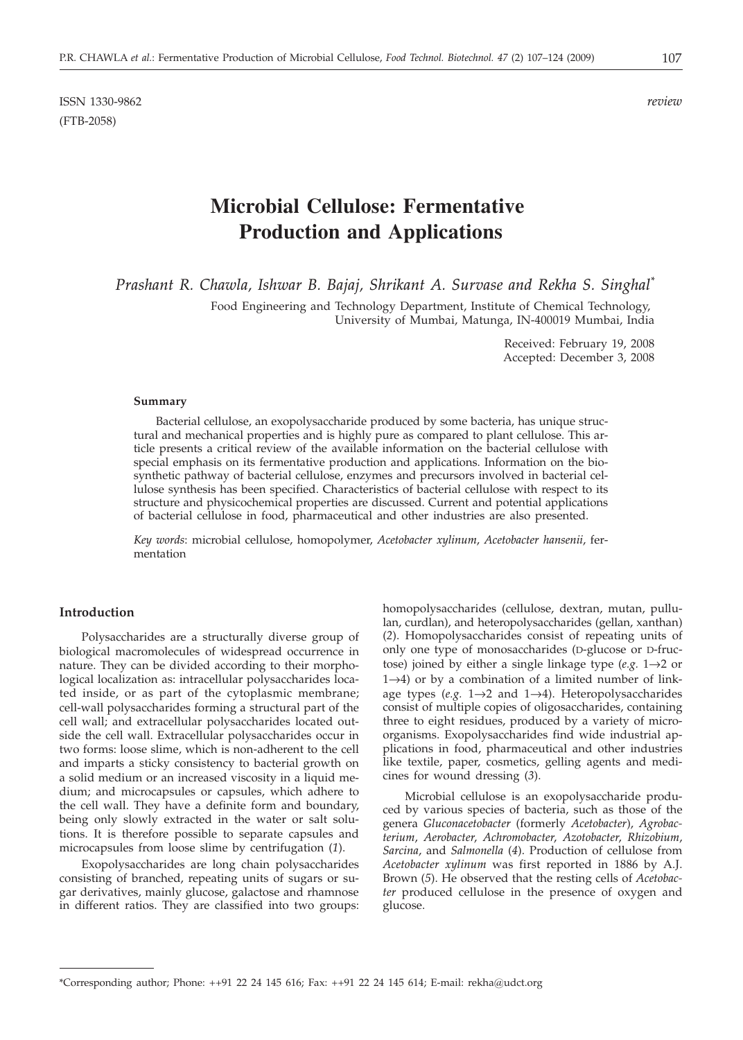ISSN 1330-9862 *review*
(FTB-2058)

# Microbial Cellulose: Fermentative Production and Applications

*Prashant R. Chawla, Ishwar B. Bajaj, Shrikant A. Survase and Rekha S. Singhal**

Food Engineering and Technology Department, Institute of Chemical Technology, University of Mumbai, Matunga, IN-400019 Mumbai, India

Received: February 19, 2008
Accepted: December 3, 2008

**Summary**

Bacterial cellulose, an exopolysaccharide produced by some bacteria, has unique structural and mechanical properties and is highly pure as compared to plant cellulose. This article presents a critical review of the available information on the bacterial cellulose with special emphasis on its fermentative production and applications. Information on the biosynthetic pathway of bacterial cellulose, enzymes and precursors involved in bacterial cellulose synthesis has been specified. Characteristics of bacterial cellulose with respect to its structure and physicochemical properties are discussed. Current and potential applications of bacterial cellulose in food, pharmaceutical and other industries are also presented.

*Key words*: microbial cellulose, homopolymer, *Acetobacter xylinum*, *Acetobacter hansenii*, fermentation

## Introduction

Polysaccharides are a structurally diverse group of biological macromolecules of widespread occurrence in nature. They can be divided according to their morphological localization as: intracellular polysaccharides located inside, or as part of the cytoplasmic membrane; cell-wall polysaccharides forming a structural part of the cell wall; and extracellular polysaccharides located outside the cell wall. Extracellular polysaccharides occur in two forms: loose slime, which is non-adherent to the cell and imparts a sticky consistency to bacterial growth on a solid medium or an increased viscosity in a liquid medium; and microcapsules or capsules, which adhere to the cell wall. They have a definite form and boundary, being only slowly extracted in the water or salt solutions. It is therefore possible to separate capsules and microcapsules from loose slime by centrifugation (*1*).

Exopolysaccharides are long chain polysaccharides consisting of branched, repeating units of sugars or sugar derivatives, mainly glucose, galactose and rhamnose in different ratios. They are classified into two groups: homopolysaccharides (cellulose, dextran, mutan, pullulan, curdlan), and heteropolysaccharides (gellan, xanthan) (*2*). Homopolysaccharides consist of repeating units of only one type of monosaccharides (D-glucose or D-fructose) joined by either a single linkage type (*e.g.* 1→2 or 1→4) or by a combination of a limited number of linkage types (*e.g.* 1→2 and 1→4). Heteropolysaccharides consist of multiple copies of oligosaccharides, containing three to eight residues, produced by a variety of microorganisms. Exopolysaccharides find wide industrial applications in food, pharmaceutical and other industries like textile, paper, cosmetics, gelling agents and medicines for wound dressing (*3*).

Microbial cellulose is an exopolysaccharide produced by various species of bacteria, such as those of the genera *Gluconacetobacter* (formerly *Acetobacter*), *Agrobacterium*, *Aerobacter*, *Achromobacter*, *Azotobacter*, *Rhizobium*, *Sarcina*, and *Salmonella* (*4*). Production of cellulose from *Acetobacter xylinum* was first reported in 1886 by A.J. Brown (*5*). He observed that the resting cells of *Acetobacter* produced cellulose in the presence of oxygen and glucose.

*Corresponding author; Phone: ++91 22 24 145 616; Fax: ++91 22 24 145 614; E-mail: rekha@udct.org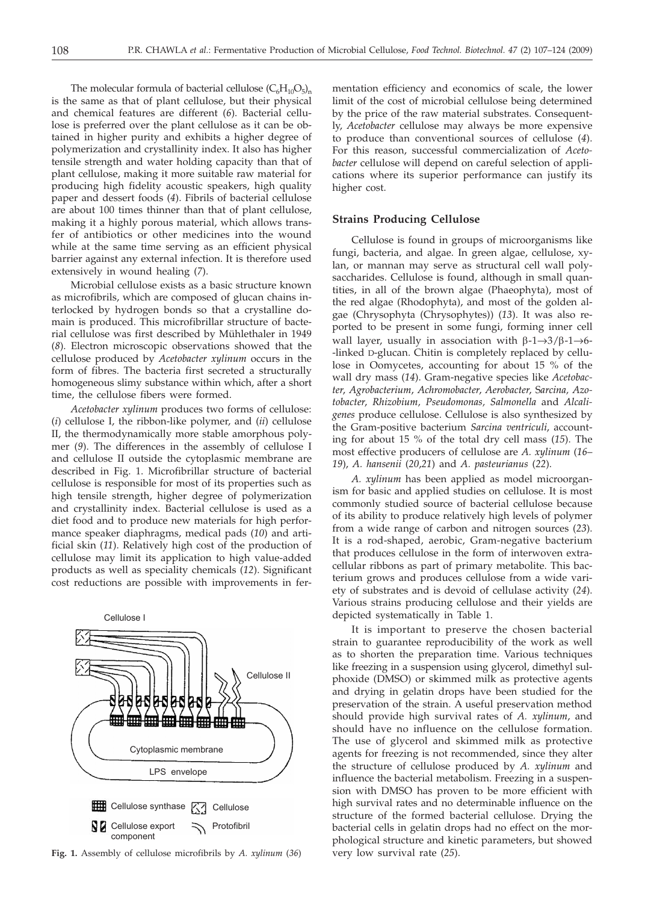The molecular formula of bacterial cellulose $(C_6H_{10}O_5)_n$ is the same as that of plant cellulose, but their physical and chemical features are different (*6*). Bacterial cellulose is preferred over the plant cellulose as it can be obtained in higher purity and exhibits a higher degree of polymerization and crystallinity index. It also has higher tensile strength and water holding capacity than that of plant cellulose, making it more suitable raw material for producing high fidelity acoustic speakers, high quality paper and dessert foods (*4*). Fibrils of bacterial cellulose are about 100 times thinner than that of plant cellulose, making it a highly porous material, which allows transfer of antibiotics or other medicines into the wound while at the same time serving as an efficient physical barrier against any external infection. It is therefore used extensively in wound healing (*7*).

Microbial cellulose exists as a basic structure known as microfibrils, which are composed of glucan chains interlocked by hydrogen bonds so that a crystalline domain is produced. This microfibrillar structure of bacterial cellulose was first described by Mühlethaler in 1949 (*8*). Electron microscopic observations showed that the cellulose produced by *Acetobacter xylinum* occurs in the form of fibres. The bacteria first secreted a structurally homogeneous slimy substance within which, after a short time, the cellulose fibers were formed.

*Acetobacter xylinum* produces two forms of cellulose: (*i*) cellulose I, the ribbon-like polymer, and (*ii*) cellulose II, the thermodynamically more stable amorphous polymer (*9*). The differences in the assembly of cellulose I and cellulose II outside the cytoplasmic membrane are described in Fig. 1. Microfibrillar structure of bacterial cellulose is responsible for most of its properties such as high tensile strength, higher degree of polymerization and crystallinity index. Bacterial cellulose is used as a diet food and to produce new materials for high performance speaker diaphragms, medical pads (*10*) and artificial skin (*11*). Relatively high cost of the production of cellulose may limit its application to high value-added products as well as speciality chemicals (*12*). Significant cost reductions are possible with improvements in fermentation efficiency and economics of scale, the lower limit of the cost of microbial cellulose being determined by the price of the raw material substrates. Consequently, *Acetobacter* cellulose may always be more expensive to produce than conventional sources of cellulose (*4*). For this reason, successful commercialization of *Acetobacter* cellulose will depend on careful selection of applications where its superior performance can justify its higher cost.

Cellulose I

Cellulose II

Cytoplasmic membrane

LPS envelope

Cellulose synthase | Cellulose | Cellulose export component | Protofibril

**Fig. 1.** Assembly of cellulose microfibrils by *A. xylinum* (*36*)

## Strains Producing Cellulose

Cellulose is found in groups of microorganisms like fungi, bacteria, and algae. In green algae, cellulose, xylan, or mannan may serve as structural cell wall polysaccharides. Cellulose is found, although in small quantities, in all of the brown algae (Phaeophyta), most of the red algae (Rhodophyta), and most of the golden algae (Chrysophyta (Chrysophytes)) (*13*). It was also reported to be present in some fungi, forming inner cell wall layer, usually in association with $\beta$-1$\rightarrow$3/$\beta$-1$\rightarrow$6-linked D-glucan. Chitin is completely replaced by cellulose in Oomycetes, accounting for about 15 % of the wall dry mass (*14*). Gram-negative species like *Acetobacter*, *Agrobacterium*, *Achromobacter*, *Aerobacter*, *Sarcina*, *Azotobacter*, *Rhizobium*, *Pseudomonas*, *Salmonella* and *Alcaligenes* produce cellulose. Cellulose is also synthesized by the Gram-positive bacterium *Sarcina ventriculi*, accounting for about 15 % of the total dry cell mass (*15*). The most effective producers of cellulose are *A. xylinum* (*16–19*), *A. hansenii* (*20,21*) and *A. pasteurianus* (*22*).

*A. xylinum* has been applied as model microorganism for basic and applied studies on cellulose. It is most commonly studied source of bacterial cellulose because of its ability to produce relatively high levels of polymer from a wide range of carbon and nitrogen sources (*23*). It is a rod-shaped, aerobic, Gram-negative bacterium that produces cellulose in the form of interwoven extracellular ribbons as part of primary metabolite. This bacterium grows and produces cellulose from a wide variety of substrates and is devoid of cellulase activity (*24*). Various strains producing cellulose and their yields are depicted systematically in Table 1.

It is important to preserve the chosen bacterial strain to guarantee reproducibility of the work as well as to shorten the preparation time. Various techniques like freezing in a suspension using glycerol, dimethyl sulphoxide (DMSO) or skimmed milk as protective agents and drying in gelatin drops have been studied for the preservation of the strain. A useful preservation method should provide high survival rates of *A. xylinum*, and should have no influence on the cellulose formation. The use of glycerol and skimmed milk as protective agents for freezing is not recommended, since they alter the structure of cellulose produced by *A. xylinum* and influence the bacterial metabolism. Freezing in a suspension with DMSO has proven to be more efficient with high survival rates and no determinable influence on the structure of the formed bacterial cellulose. Drying the bacterial cells in gelatin drops had no effect on the morphological structure and kinetic parameters, but showed very low survival rate (*25*).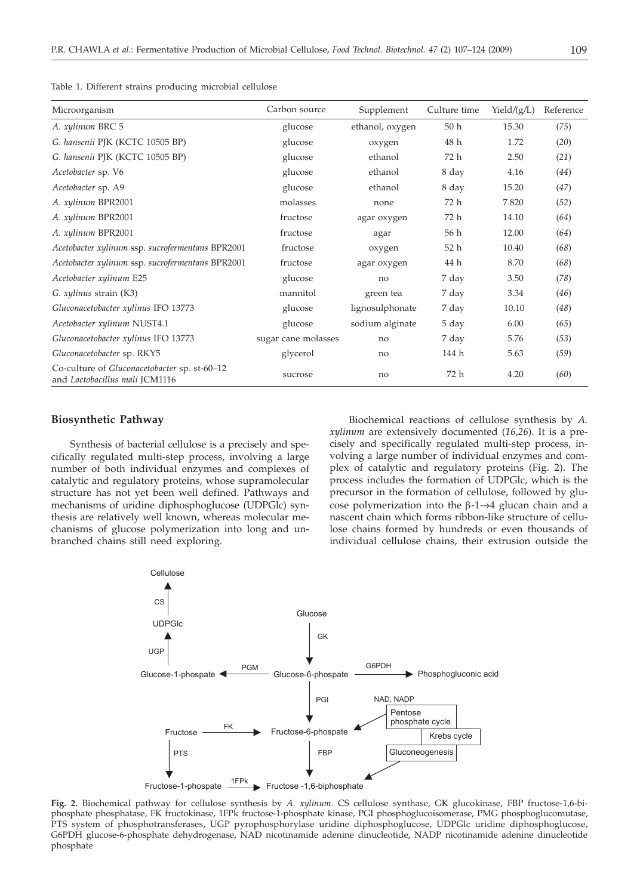Table 1. Different strains producing microbial cellulose

| Microorganism | Carbon source | Supplement | Culture time | Yield/(g/L) | Reference |
|---|---|---|---|---|---|
| *A. xylinum* BRC 5 | glucose | ethanol, oxygen | 50 h | 15.30 | (*75*) |
| *G. hansenii* PJK (KCTC 10505 BP) | glucose | oxygen | 48 h | 1.72 | (*20*) |
| *G. hansenii* PJK (KCTC 10505 BP) | glucose | ethanol | 72 h | 2.50 | (*21*) |
| *Acetobacter* sp. V6 | glucose | ethanol | 8 day | 4.16 | (*44*) |
| *Acetobacter* sp. A9 | glucose | ethanol | 8 day | 15.20 | (*47*) |
| *A. xylinum* BPR2001 | molasses | none | 72 h | 7.820 | (*52*) |
| *A. xylinum* BPR2001 | fructose | agar oxygen | 72 h | 14.10 | (*64*) |
| *A. xylinum* BPR2001 | fructose | agar | 56 h | 12.00 | (*64*) |
| *Acetobacter xylinum* ssp. *sucrofermentans* BPR2001 | fructose | oxygen | 52 h | 10.40 | (*68*) |
| *Acetobacter xylinum* ssp. *sucrofermentans* BPR2001 | fructose | agar oxygen | 44 h | 8.70 | (*68*) |
| *Acetobacter xylinum* E25 | glucose | no | 7 day | 3.50 | (*78*) |
| *G. xylinus* strain (K3) | mannitol | green tea | 7 day | 3.34 | (*46*) |
| *Gluconacetobacter xylinus* IFO 13773 | glucose | lignosulphonate | 7 day | 10.10 | (*48*) |
| *Acetobacter xylinum* NUST4.1 | glucose | sodium alginate | 5 day | 6.00 | (*65*) |
| *Gluconacetobacter xylinus* IFO 13773 | sugar cane molasses | no | 7 day | 5.76 | (*53*) |
| *Gluconacetobacter* sp. RKY5 | glycerol | no | 144 h | 5.63 | (*59*) |
| Co-culture of *Gluconacetobacter* sp. st-60–12 and *Lactobacillus mali* JCM1116 | sucrose | no | 72 h | 4.20 | (*60*) |

## Biosynthetic Pathway

Synthesis of bacterial cellulose is a precisely and specifically regulated multi-step process, involving a large number of both individual enzymes and complexes of catalytic and regulatory proteins, whose supramolecular structure has not yet been well defined. Pathways and mechanisms of uridine diphosphoglucose (UDPGlc) synthesis are relatively well known, whereas molecular mechanisms of glucose polymerization into long and unbranched chains still need exploring.

Biochemical reactions of cellulose synthesis by *A. xylinum* are extensively documented (*16*,*26*). It is a precisely and specifically regulated multi-step process, involving a large number of individual enzymes and complex of catalytic and regulatory proteins (Fig. 2). The process includes the formation of UDPGlc, which is the precursor in the formation of cellulose, followed by glucose polymerization into the β-1→4 glucan chain and a nascent chain which forms ribbon-like structure of cellulose chains formed by hundreds or even thousands of individual cellulose chains, their extrusion outside the

**Fig. 2.** Biochemical pathway for cellulose synthesis by *A. xylinum*. CS cellulose synthase, GK glucokinase, FBP fructose-1,6-biphosphate phosphatase, FK fructokinase, 1FPk fructose-1-phosphate kinase, PGI phosphoglucoisomerase, PMG phosphoglucomutase, PTS system of phosphotransferases, UGP pyrophosphorylase uridine diphosphoglucose, UDPGlc uridine diphosphoglucose, G6PDH glucose-6-phosphate dehydrogenase, NAD nicotinamide adenine dinucleotide, NADP nicotinamide adenine dinucleotide phosphate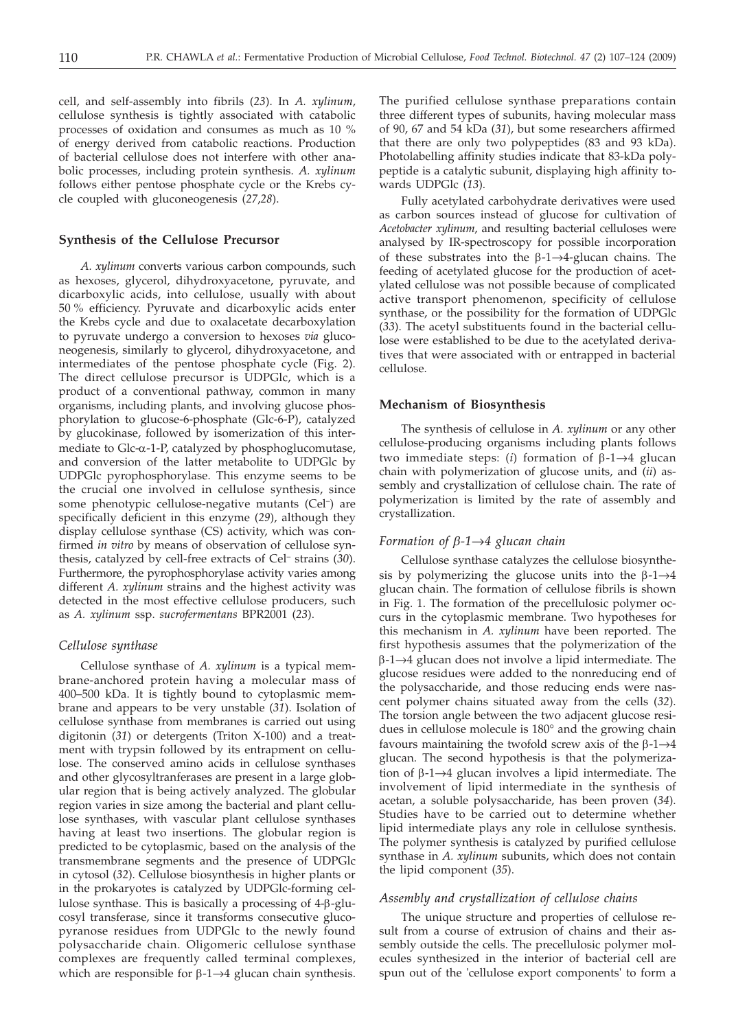cell, and self-assembly into fibrils (*23*). In *A. xylinum*, cellulose synthesis is tightly associated with catabolic processes of oxidation and consumes as much as 10 % of energy derived from catabolic reactions. Production of bacterial cellulose does not interfere with other anabolic processes, including protein synthesis. *A. xylinum* follows either pentose phosphate cycle or the Krebs cycle coupled with gluconeogenesis (*27*,*28*).

## Synthesis of the Cellulose Precursor

*A. xylinum* converts various carbon compounds, such as hexoses, glycerol, dihydroxyacetone, pyruvate, and dicarboxylic acids, into cellulose, usually with about 50 % efficiency. Pyruvate and dicarboxylic acids enter the Krebs cycle and due to oxalacetate decarboxylation to pyruvate undergo a conversion to hexoses *via* gluconeogenesis, similarly to glycerol, dihydroxyacetone, and intermediates of the pentose phosphate cycle (Fig. 2). The direct cellulose precursor is UDPGlc, which is a product of a conventional pathway, common in many organisms, including plants, and involving glucose phosphorylation to glucose-6-phosphate (Glc-6-P), catalyzed by glucokinase, followed by isomerization of this intermediate to Glc-$\alpha$-1-P, catalyzed by phosphoglucomutase, and conversion of the latter metabolite to UDPGlc by UDPGlc pyrophosphorylase. This enzyme seems to be the crucial one involved in cellulose synthesis, since some phenotypic cellulose-negative mutants (Cel$^{-}$) are specifically deficient in this enzyme (*29*), although they display cellulose synthase (CS) activity, which was confirmed *in vitro* by means of observation of cellulose synthesis, catalyzed by cell-free extracts of Cel$^{-}$ strains (*30*). Furthermore, the pyrophosphorylase activity varies among different *A. xylinum* strains and the highest activity was detected in the most effective cellulose producers, such as *A. xylinum* ssp. *sucrofermentans* BPR2001 (*23*).

### *Cellulose synthase*

Cellulose synthase of *A. xylinum* is a typical membrane-anchored protein having a molecular mass of 400–500 kDa. It is tightly bound to cytoplasmic membrane and appears to be very unstable (*31*). Isolation of cellulose synthase from membranes is carried out using digitonin (*31*) or detergents (Triton X-100) and a treatment with trypsin followed by its entrapment on cellulose. The conserved amino acids in cellulose synthases and other glycosyltranferases are present in a large globular region that is being actively analyzed. The globular region varies in size among the bacterial and plant cellulose synthases, with vascular plant cellulose synthases having at least two insertions. The globular region is predicted to be cytoplasmic, based on the analysis of the transmembrane segments and the presence of UDPGlc in cytosol (*32*). Cellulose biosynthesis in higher plants or in the prokaryotes is catalyzed by UDPGlc-forming cellulose synthase. This is basically a processing of 4-$\beta$-glucosyl transferase, since it transforms consecutive glucopyranose residues from UDPGlc to the newly found polysaccharide chain. Oligomeric cellulose synthase complexes are frequently called terminal complexes, which are responsible for $\beta$-1$\rightarrow$4 glucan chain synthesis. The purified cellulose synthase preparations contain three different types of subunits, having molecular mass of 90, 67 and 54 kDa (*31*), but some researchers affirmed that there are only two polypeptides (83 and 93 kDa). Photolabelling affinity studies indicate that 83-kDa polypeptide is a catalytic subunit, displaying high affinity towards UDPGlc (*13*).

Fully acetylated carbohydrate derivatives were used as carbon sources instead of glucose for cultivation of *Acetobacter xylinum*, and resulting bacterial celluloses were analysed by IR-spectroscopy for possible incorporation of these substrates into the $\beta$-1$\rightarrow$4-glucan chains. The feeding of acetylated glucose for the production of acetylated cellulose was not possible because of complicated active transport phenomenon, specificity of cellulose synthase, or the possibility for the formation of UDPGlc (*33*). The acetyl substituents found in the bacterial cellulose were established to be due to the acetylated derivatives that were associated with or entrapped in bacterial cellulose.

## Mechanism of Biosynthesis

The synthesis of cellulose in *A. xylinum* or any other cellulose-producing organisms including plants follows two immediate steps: (*i*) formation of $\beta$-1$\rightarrow$4 glucan chain with polymerization of glucose units, and (*ii*) assembly and crystallization of cellulose chain. The rate of polymerization is limited by the rate of assembly and crystallization.

### *Formation of* $\beta$*-1*$\rightarrow$*4 glucan chain*

Cellulose synthase catalyzes the cellulose biosynthesis by polymerizing the glucose units into the $\beta$-1$\rightarrow$4 glucan chain. The formation of cellulose fibrils is shown in Fig. 1. The formation of the precellulosic polymer occurs in the cytoplasmic membrane. Two hypotheses for this mechanism in *A. xylinum* have been reported. The first hypothesis assumes that the polymerization of the $\beta$-1$\rightarrow$4 glucan does not involve a lipid intermediate. The glucose residues were added to the nonreducing end of the polysaccharide, and those reducing ends were nascent polymer chains situated away from the cells (*32*). The torsion angle between the two adjacent glucose residues in cellulose molecule is 180° and the growing chain favours maintaining the twofold screw axis of the $\beta$-1$\rightarrow$4 glucan. The second hypothesis is that the polymerization of $\beta$-1$\rightarrow$4 glucan involves a lipid intermediate. The involvement of lipid intermediate in the synthesis of acetan, a soluble polysaccharide, has been proven (*34*). Studies have to be carried out to determine whether lipid intermediate plays any role in cellulose synthesis. The polymer synthesis is catalyzed by purified cellulose synthase in *A. xylinum* subunits, which does not contain the lipid component (*35*).

### *Assembly and crystallization of cellulose chains*

The unique structure and properties of cellulose result from a course of extrusion of chains and their assembly outside the cells. The precellulosic polymer molecules synthesized in the interior of bacterial cell are spun out of the 'cellulose export components' to form a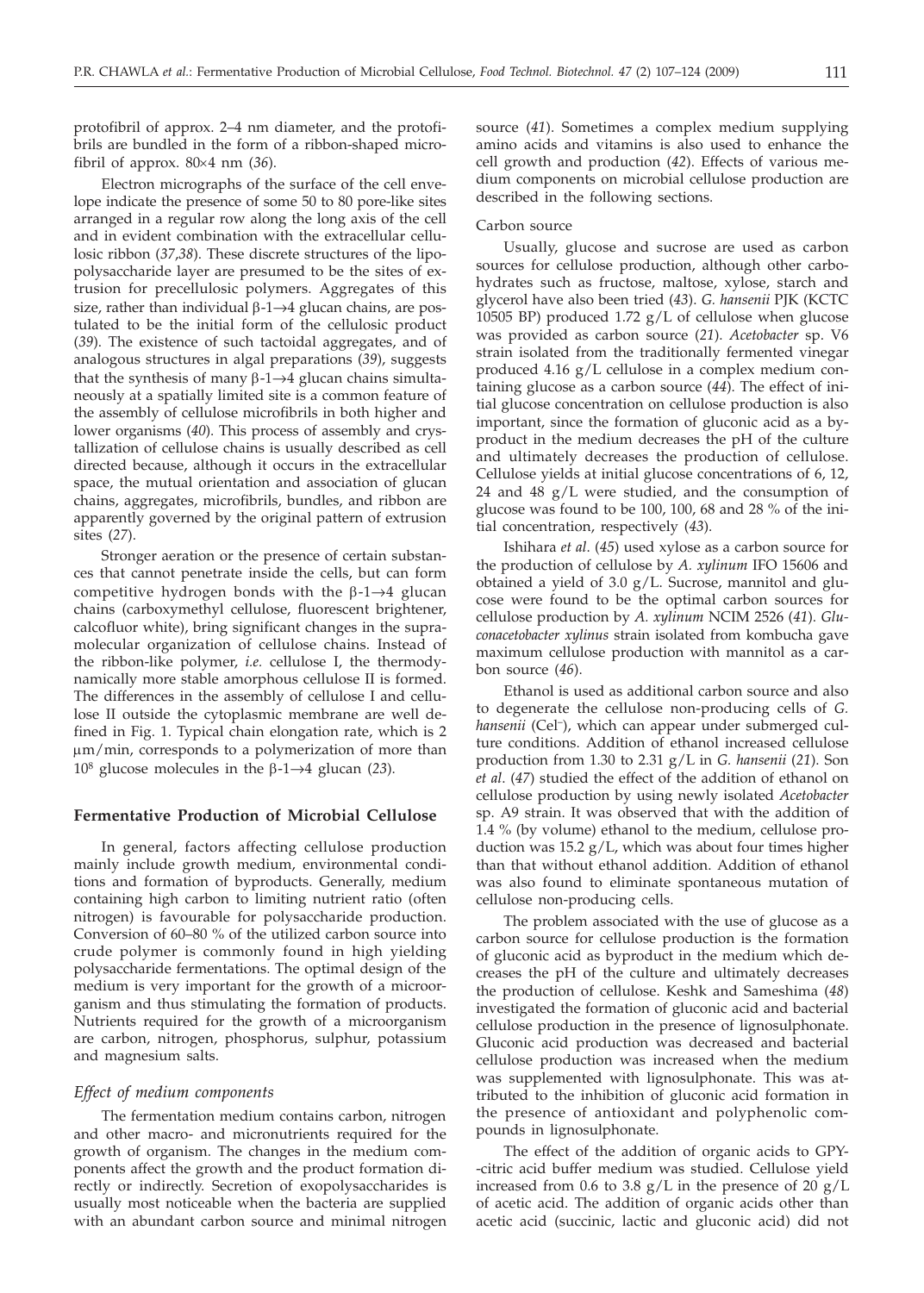protofibril of approx. 2–4 nm diameter, and the protofibrils are bundled in the form of a ribbon-shaped microfibril of approx. 80×4 nm (*36*).

Electron micrographs of the surface of the cell envelope indicate the presence of some 50 to 80 pore-like sites arranged in a regular row along the long axis of the cell and in evident combination with the extracellular cellulosic ribbon (*37,38*). These discrete structures of the lipopolysaccharide layer are presumed to be the sites of extrusion for precellulosic polymers. Aggregates of this size, rather than individual β-1→4 glucan chains, are postulated to be the initial form of the cellulosic product (*39*). The existence of such tactoidal aggregates, and of analogous structures in algal preparations (*39*), suggests that the synthesis of many β-1→4 glucan chains simultaneously at a spatially limited site is a common feature of the assembly of cellulose microfibrils in both higher and lower organisms (*40*). This process of assembly and crystallization of cellulose chains is usually described as cell directed because, although it occurs in the extracellular space, the mutual orientation and association of glucan chains, aggregates, microfibrils, bundles, and ribbon are apparently governed by the original pattern of extrusion sites (*27*).

Stronger aeration or the presence of certain substances that cannot penetrate inside the cells, but can form competitive hydrogen bonds with the β-1→4 glucan chains (carboxymethyl cellulose, fluorescent brightener, calcofluor white), bring significant changes in the supramolecular organization of cellulose chains. Instead of the ribbon-like polymer, *i.e.* cellulose I, the thermodynamically more stable amorphous cellulose II is formed. The differences in the assembly of cellulose I and cellulose II outside the cytoplasmic membrane are well defined in Fig. 1. Typical chain elongation rate, which is 2 μm/min, corresponds to a polymerization of more than $10^8$ glucose molecules in the β-1→4 glucan (*23*).

## Fermentative Production of Microbial Cellulose

In general, factors affecting cellulose production mainly include growth medium, environmental conditions and formation of byproducts. Generally, medium containing high carbon to limiting nutrient ratio (often nitrogen) is favourable for polysaccharide production. Conversion of 60–80 % of the utilized carbon source into crude polymer is commonly found in high yielding polysaccharide fermentations. The optimal design of the medium is very important for the growth of a microorganism and thus stimulating the formation of products. Nutrients required for the growth of a microorganism are carbon, nitrogen, phosphorus, sulphur, potassium and magnesium salts.

### *Effect of medium components*

The fermentation medium contains carbon, nitrogen and other macro- and micronutrients required for the growth of organism. The changes in the medium components affect the growth and the product formation directly or indirectly. Secretion of exopolysaccharides is usually most noticeable when the bacteria are supplied with an abundant carbon source and minimal nitrogen source (*41*). Sometimes a complex medium supplying amino acids and vitamins is also used to enhance the cell growth and production (*42*). Effects of various medium components on microbial cellulose production are described in the following sections.

#### Carbon source

Usually, glucose and sucrose are used as carbon sources for cellulose production, although other carbohydrates such as fructose, maltose, xylose, starch and glycerol have also been tried (*43*). *G. hansenii* PJK (KCTC 10505 BP) produced 1.72 g/L of cellulose when glucose was provided as carbon source (*21*). *Acetobacter* sp. V6 strain isolated from the traditionally fermented vinegar produced 4.16 g/L cellulose in a complex medium containing glucose as a carbon source (*44*). The effect of initial glucose concentration on cellulose production is also important, since the formation of gluconic acid as a byproduct in the medium decreases the pH of the culture and ultimately decreases the production of cellulose. Cellulose yields at initial glucose concentrations of 6, 12, 24 and 48 g/L were studied, and the consumption of glucose was found to be 100, 100, 68 and 28 % of the initial concentration, respectively (*43*).

Ishihara *et al.* (*45*) used xylose as a carbon source for the production of cellulose by *A. xylinum* IFO 15606 and obtained a yield of 3.0 g/L. Sucrose, mannitol and glucose were found to be the optimal carbon sources for cellulose production by *A. xylinum* NCIM 2526 (*41*). *Gluconacetobacter xylinus* strain isolated from kombucha gave maximum cellulose production with mannitol as a carbon source (*46*).

Ethanol is used as additional carbon source and also to degenerate the cellulose non-producing cells of *G. hansenii* (Cel$^-$), which can appear under submerged culture conditions. Addition of ethanol increased cellulose production from 1.30 to 2.31 g/L in *G. hansenii* (*21*). Son *et al.* (*47*) studied the effect of the addition of ethanol on cellulose production by using newly isolated *Acetobacter* sp. A9 strain. It was observed that with the addition of 1.4 % (by volume) ethanol to the medium, cellulose production was 15.2 g/L, which was about four times higher than that without ethanol addition. Addition of ethanol was also found to eliminate spontaneous mutation of cellulose non-producing cells.

The problem associated with the use of glucose as a carbon source for cellulose production is the formation of gluconic acid as byproduct in the medium which decreases the pH of the culture and ultimately decreases the production of cellulose. Keshk and Sameshima (*48*) investigated the formation of gluconic acid and bacterial cellulose production in the presence of lignosulphonate. Gluconic acid production was decreased and bacterial cellulose production was increased when the medium was supplemented with lignosulphonate. This was attributed to the inhibition of gluconic acid formation in the presence of antioxidant and polyphenolic compounds in lignosulphonate.

The effect of the addition of organic acids to GPY-citric acid buffer medium was studied. Cellulose yield increased from 0.6 to 3.8 g/L in the presence of 20 g/L of acetic acid. The addition of organic acids other than acetic acid (succinic, lactic and gluconic acid) did not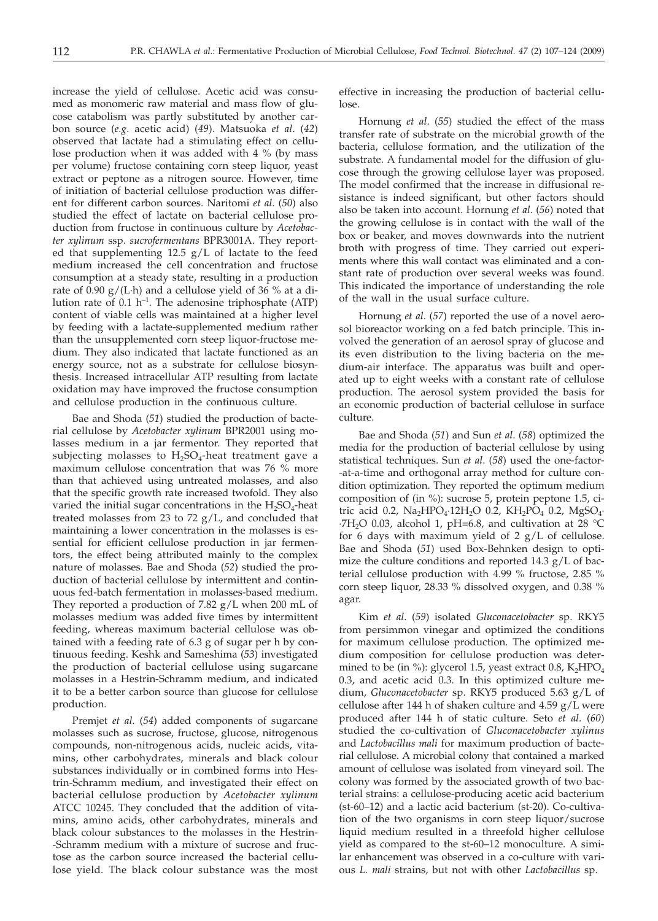increase the yield of cellulose. Acetic acid was consumed as monomeric raw material and mass flow of glucose catabolism was partly substituted by another carbon source (*e.g.* acetic acid) (*49*). Matsuoka *et al.* (*42*) observed that lactate had a stimulating effect on cellulose production when it was added with 4 % (by mass per volume) fructose containing corn steep liquor, yeast extract or peptone as a nitrogen source. However, time of initiation of bacterial cellulose production was different for different carbon sources. Naritomi *et al.* (*50*) also studied the effect of lactate on bacterial cellulose production from fructose in continuous culture by *Acetobacter xylinum* ssp. *sucrofermentans* BPR3001A. They reported that supplementing 12.5 g/L of lactate to the feed medium increased the cell concentration and fructose consumption at a steady state, resulting in a production rate of 0.90 g/(L·h) and a cellulose yield of 36 % at a dilution rate of 0.1 $h^{-1}$. The adenosine triphosphate (ATP) content of viable cells was maintained at a higher level by feeding with a lactate-supplemented medium rather than the unsupplemented corn steep liquor-fructose medium. They also indicated that lactate functioned as an energy source, not as a substrate for cellulose biosynthesis. Increased intracellular ATP resulting from lactate oxidation may have improved the fructose consumption and cellulose production in the continuous culture.

Bae and Shoda (*51*) studied the production of bacterial cellulose by *Acetobacter xylinum* BPR2001 using molasses medium in a jar fermentor. They reported that subjecting molasses to $H_2SO_4$-heat treatment gave a maximum cellulose concentration that was 76 % more than that achieved using untreated molasses, and also that the specific growth rate increased twofold. They also varied the initial sugar concentrations in the $H_2SO_4$-heat treated molasses from 23 to 72 g/L, and concluded that maintaining a lower concentration in the molasses is essential for efficient cellulose production in jar fermentors, the effect being attributed mainly to the complex nature of molasses. Bae and Shoda (*52*) studied the production of bacterial cellulose by intermittent and continuous fed-batch fermentation in molasses-based medium. They reported a production of 7.82 g/L when 200 mL of molasses medium was added five times by intermittent feeding, whereas maximum bacterial cellulose was obtained with a feeding rate of 6.3 g of sugar per h by continuous feeding. Keshk and Sameshima (*53*) investigated the production of bacterial cellulose using sugarcane molasses in a Hestrin-Schramm medium, and indicated it to be a better carbon source than glucose for cellulose production.

Premjet *et al.* (*54*) added components of sugarcane molasses such as sucrose, fructose, glucose, nitrogenous compounds, non-nitrogenous acids, nucleic acids, vitamins, other carbohydrates, minerals and black colour substances individually or in combined forms into Hestrin-Schramm medium, and investigated their effect on bacterial cellulose production by *Acetobacter xylinum* ATCC 10245. They concluded that the addition of vitamins, amino acids, other carbohydrates, minerals and black colour substances to the molasses in the Hestrin-Schramm medium with a mixture of sucrose and fructose as the carbon source increased the bacterial cellulose yield. The black colour substance was the most effective in increasing the production of bacterial cellulose.

Hornung *et al.* (*55*) studied the effect of the mass transfer rate of substrate on the microbial growth of the bacteria, cellulose formation, and the utilization of the substrate. A fundamental model for the diffusion of glucose through the growing cellulose layer was proposed. The model confirmed that the increase in diffusional resistance is indeed significant, but other factors should also be taken into account. Hornung *et al.* (*56*) noted that the growing cellulose is in contact with the wall of the box or beaker, and moves downwards into the nutrient broth with progress of time. They carried out experiments where this wall contact was eliminated and a constant rate of production over several weeks was found. This indicated the importance of understanding the role of the wall in the usual surface culture.

Hornung *et al.* (*57*) reported the use of a novel aerosol bioreactor working on a fed batch principle. This involved the generation of an aerosol spray of glucose and its even distribution to the living bacteria on the medium-air interface. The apparatus was built and operated up to eight weeks with a constant rate of cellulose production. The aerosol system provided the basis for an economic production of bacterial cellulose in surface culture.

Bae and Shoda (*51*) and Sun *et al.* (*58*) optimized the media for the production of bacterial cellulose by using statistical techniques. Sun *et al.* (*58*) used the one-factor-at-a-time and orthogonal array method for culture condition optimization. They reported the optimum medium composition of (in %): sucrose 5, protein peptone 1.5, citric acid 0.2, $Na_2HPO_4 \cdot 12H_2O$ 0.2, $KH_2PO_4$ 0.2, $MgSO_4 \cdot 7H_2O$ 0.03, alcohol 1, pH=6.8, and cultivation at 28 °C for 6 days with maximum yield of 2 g/L of cellulose. Bae and Shoda (*51*) used Box-Behnken design to optimize the culture conditions and reported 14.3 g/L of bacterial cellulose production with 4.99 % fructose, 2.85 % corn steep liquor, 28.33 % dissolved oxygen, and 0.38 % agar.

Kim *et al.* (*59*) isolated *Gluconacetobacter* sp. RKY5 from persimmon vinegar and optimized the conditions for maximum cellulose production. The optimized medium composition for cellulose production was determined to be (in %): glycerol 1.5, yeast extract 0.8, $K_2HPO_4$ 0.3, and acetic acid 0.3. In this optimized culture medium, *Gluconacetobacter* sp. RKY5 produced 5.63 g/L of cellulose after 144 h of shaken culture and 4.59 g/L were produced after 144 h of static culture. Seto *et al.* (*60*) studied the co-cultivation of *Gluconacetobacter xylinus* and *Lactobacillus mali* for maximum production of bacterial cellulose. A microbial colony that contained a marked amount of cellulose was isolated from vineyard soil. The colony was formed by the associated growth of two bacterial strains: a cellulose-producing acetic acid bacterium (st-60–12) and a lactic acid bacterium (st-20). Co-cultivation of the two organisms in corn steep liquor/sucrose liquid medium resulted in a threefold higher cellulose yield as compared to the st-60–12 monoculture. A similar enhancement was observed in a co-culture with various *L. mali* strains, but not with other *Lactobacillus* sp.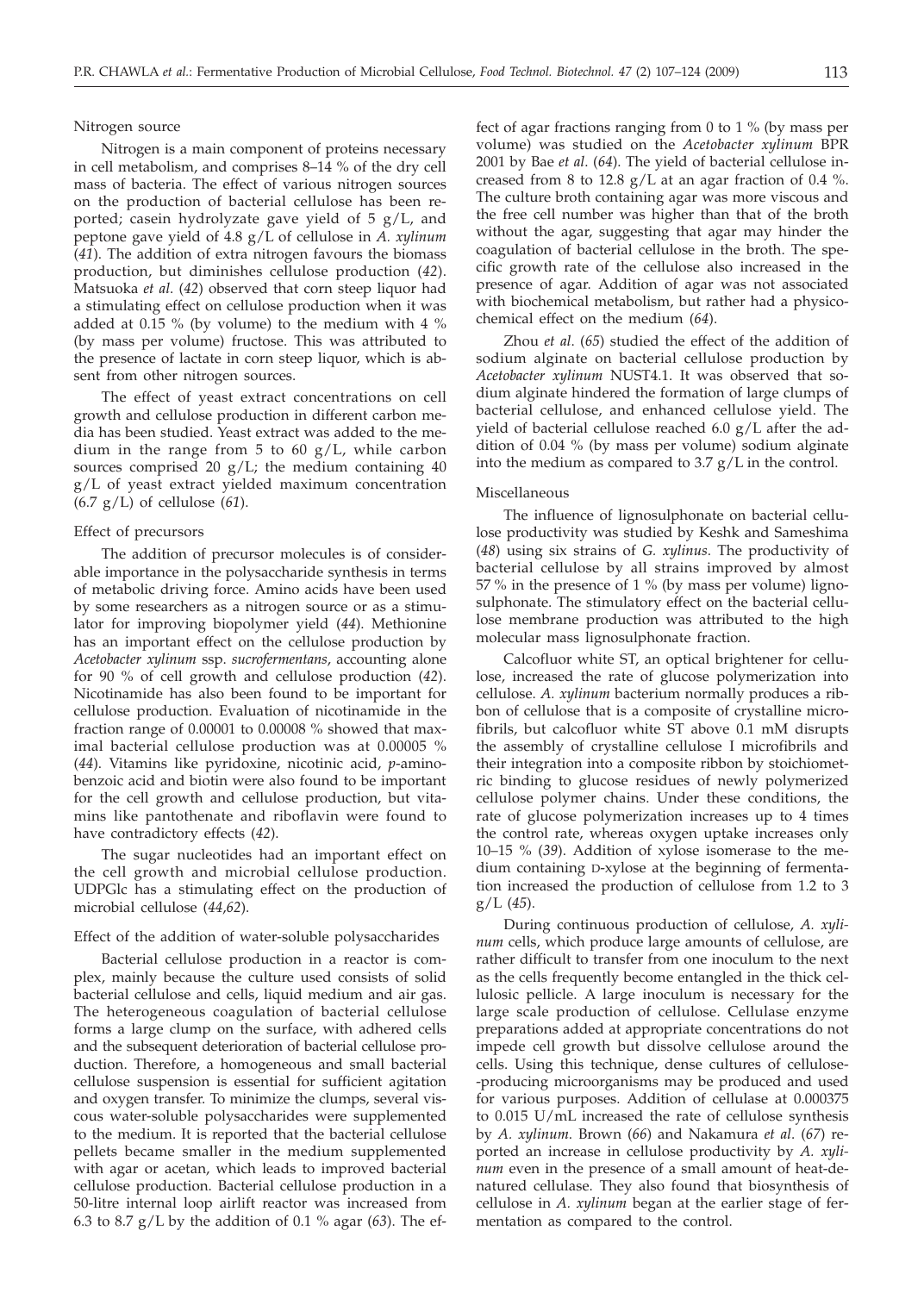### Nitrogen source

Nitrogen is a main component of proteins necessary in cell metabolism, and comprises 8–14 % of the dry cell mass of bacteria. The effect of various nitrogen sources on the production of bacterial cellulose has been reported; casein hydrolyzate gave yield of 5 g/L, and peptone gave yield of 4.8 g/L of cellulose in *A. xylinum* (*41*). The addition of extra nitrogen favours the biomass production, but diminishes cellulose production (*42*). Matsuoka *et al.* (*42*) observed that corn steep liquor had a stimulating effect on cellulose production when it was added at 0.15 % (by volume) to the medium with 4 % (by mass per volume) fructose. This was attributed to the presence of lactate in corn steep liquor, which is absent from other nitrogen sources.

The effect of yeast extract concentrations on cell growth and cellulose production in different carbon media has been studied. Yeast extract was added to the medium in the range from 5 to 60 g/L, while carbon sources comprised 20 g/L; the medium containing 40 g/L of yeast extract yielded maximum concentration (6.7 g/L) of cellulose (*61*).

### Effect of precursors

The addition of precursor molecules is of considerable importance in the polysaccharide synthesis in terms of metabolic driving force. Amino acids have been used by some researchers as a nitrogen source or as a stimulator for improving biopolymer yield (*44*). Methionine has an important effect on the cellulose production by *Acetobacter xylinum* ssp. *sucrofermentans*, accounting alone for 90 % of cell growth and cellulose production (*42*). Nicotinamide has also been found to be important for cellulose production. Evaluation of nicotinamide in the fraction range of 0.00001 to 0.00008 % showed that maximal bacterial cellulose production was at 0.00005 % (*44*). Vitamins like pyridoxine, nicotinic acid, *p*-aminobenzoic acid and biotin were also found to be important for the cell growth and cellulose production, but vitamins like pantothenate and riboflavin were found to have contradictory effects (*42*).

The sugar nucleotides had an important effect on the cell growth and microbial cellulose production. UDPGlc has a stimulating effect on the production of microbial cellulose (*44*,*62*).

### Effect of the addition of water-soluble polysaccharides

Bacterial cellulose production in a reactor is complex, mainly because the culture used consists of solid bacterial cellulose and cells, liquid medium and air gas. The heterogeneous coagulation of bacterial cellulose forms a large clump on the surface, with adhered cells and the subsequent deterioration of bacterial cellulose production. Therefore, a homogeneous and small bacterial cellulose suspension is essential for sufficient agitation and oxygen transfer. To minimize the clumps, several viscous water-soluble polysaccharides were supplemented to the medium. It is reported that the bacterial cellulose pellets became smaller in the medium supplemented with agar or acetan, which leads to improved bacterial cellulose production. Bacterial cellulose production in a 50-litre internal loop airlift reactor was increased from 6.3 to 8.7 g/L by the addition of 0.1 % agar (*63*). The effect of agar fractions ranging from 0 to 1 % (by mass per volume) was studied on the *Acetobacter xylinum* BPR 2001 by Bae *et al*. (*64*). The yield of bacterial cellulose increased from 8 to 12.8 g/L at an agar fraction of 0.4 %. The culture broth containing agar was more viscous and the free cell number was higher than that of the broth without the agar, suggesting that agar may hinder the coagulation of bacterial cellulose in the broth. The specific growth rate of the cellulose also increased in the presence of agar. Addition of agar was not associated with biochemical metabolism, but rather had a physicochemical effect on the medium (*64*).

Zhou *et al*. (*65*) studied the effect of the addition of sodium alginate on bacterial cellulose production by *Acetobacter xylinum* NUST4.1. It was observed that sodium alginate hindered the formation of large clumps of bacterial cellulose, and enhanced cellulose yield. The yield of bacterial cellulose reached 6.0 g/L after the addition of 0.04 % (by mass per volume) sodium alginate into the medium as compared to 3.7 g/L in the control.

### Miscellaneous

The influence of lignosulphonate on bacterial cellulose productivity was studied by Keshk and Sameshima (*48*) using six strains of *G. xylinus*. The productivity of bacterial cellulose by all strains improved by almost 57 % in the presence of 1 % (by mass per volume) lignosulphonate. The stimulatory effect on the bacterial cellulose membrane production was attributed to the high molecular mass lignosulphonate fraction.

Calcofluor white ST, an optical brightener for cellulose, increased the rate of glucose polymerization into cellulose. *A. xylinum* bacterium normally produces a ribbon of cellulose that is a composite of crystalline microfibrils, but calcofluor white ST above 0.1 mM disrupts the assembly of crystalline cellulose I microfibrils and their integration into a composite ribbon by stoichiometric binding to glucose residues of newly polymerized cellulose polymer chains. Under these conditions, the rate of glucose polymerization increases up to 4 times the control rate, whereas oxygen uptake increases only 10–15 % (*39*). Addition of xylose isomerase to the medium containing D-xylose at the beginning of fermentation increased the production of cellulose from 1.2 to 3 g/L (*45*).

During continuous production of cellulose, *A. xylinum* cells, which produce large amounts of cellulose, are rather difficult to transfer from one inoculum to the next as the cells frequently become entangled in the thick cellulosic pellicle. A large inoculum is necessary for the large scale production of cellulose. Cellulase enzyme preparations added at appropriate concentrations do not impede cell growth but dissolve cellulose around the cells. Using this technique, dense cultures of cellulose-producing microorganisms may be produced and used for various purposes. Addition of cellulase at 0.000375 to 0.015 U/mL increased the rate of cellulose synthesis by *A. xylinum*. Brown (*66*) and Nakamura *et al*. (*67*) reported an increase in cellulose productivity by *A. xylinum* even in the presence of a small amount of heat-denatured cellulase. They also found that biosynthesis of cellulose in *A. xylinum* began at the earlier stage of fermentation as compared to the control.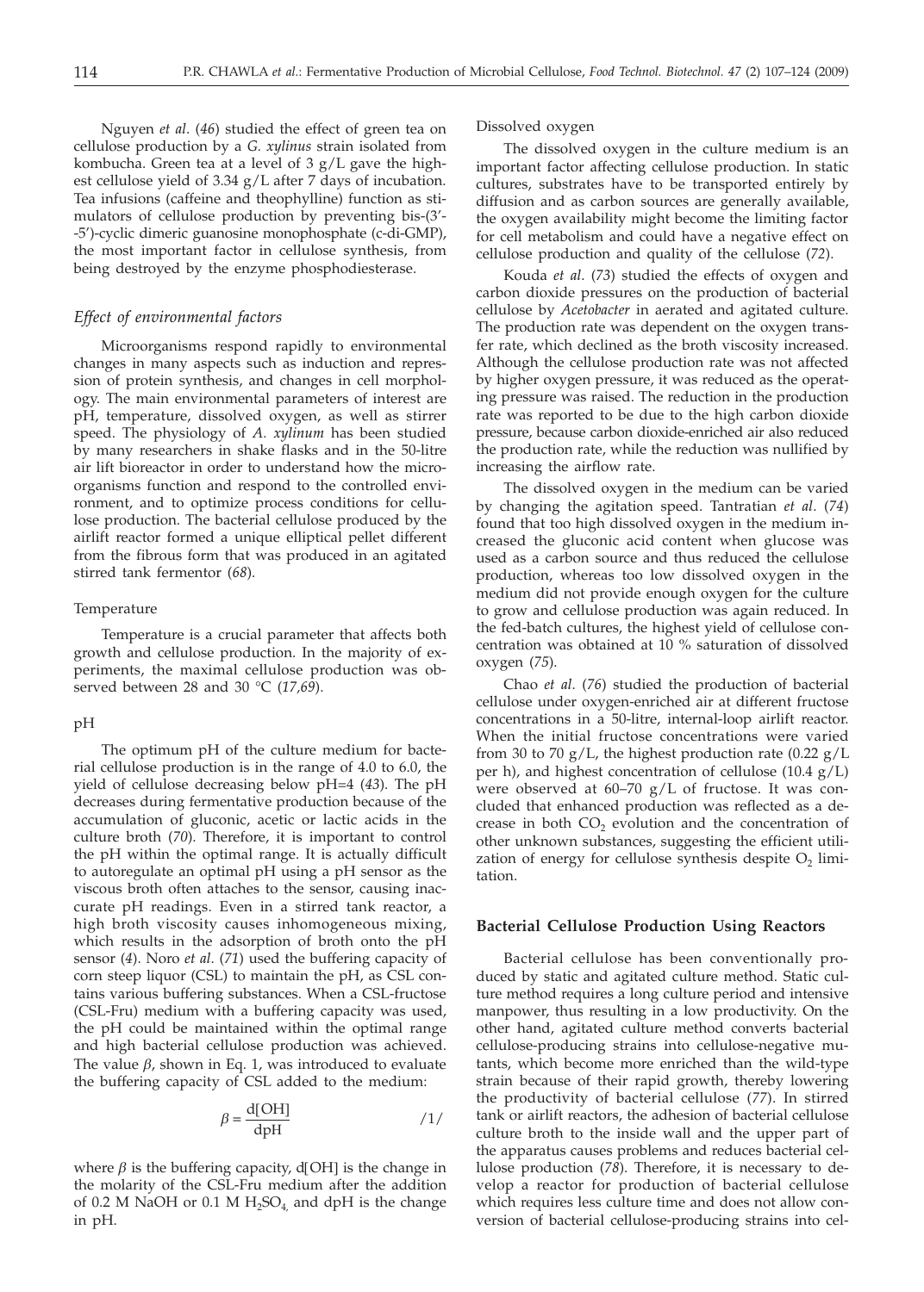Nguyen *et al.* (*46*) studied the effect of green tea on cellulose production by a *G. xylinus* strain isolated from kombucha. Green tea at a level of 3 g/L gave the highest cellulose yield of 3.34 g/L after 7 days of incubation. Tea infusions (caffeine and theophylline) function as stimulators of cellulose production by preventing bis-(3'-5')-cyclic dimeric guanosine monophosphate (c-di-GMP), the most important factor in cellulose synthesis, from being destroyed by the enzyme phosphodiesterase.

### *Effect of environmental factors*

Microorganisms respond rapidly to environmental changes in many aspects such as induction and repression of protein synthesis, and changes in cell morphology. The main environmental parameters of interest are pH, temperature, dissolved oxygen, as well as stirrer speed. The physiology of *A. xylinum* has been studied by many researchers in shake flasks and in the 50-litre air lift bioreactor in order to understand how the microorganisms function and respond to the controlled environment, and to optimize process conditions for cellulose production. The bacterial cellulose produced by the airlift reactor formed a unique elliptical pellet different from the fibrous form that was produced in an agitated stirred tank fermentor (*68*).

#### Temperature

Temperature is a crucial parameter that affects both growth and cellulose production. In the majority of experiments, the maximal cellulose production was observed between 28 and 30 °C (*17,69*).

#### pH

The optimum pH of the culture medium for bacterial cellulose production is in the range of 4.0 to 6.0, the yield of cellulose decreasing below pH=4 (*43*). The pH decreases during fermentative production because of the accumulation of gluconic, acetic or lactic acids in the culture broth (*70*). Therefore, it is important to control the pH within the optimal range. It is actually difficult to autoregulate an optimal pH using a pH sensor as the viscous broth often attaches to the sensor, causing inaccurate pH readings. Even in a stirred tank reactor, a high broth viscosity causes inhomogeneous mixing, which results in the adsorption of broth onto the pH sensor (*4*). Noro *et al.* (*71*) used the buffering capacity of corn steep liquor (CSL) to maintain the pH, as CSL contains various buffering substances. When a CSL-fructose (CSL-Fru) medium with a buffering capacity was used, the pH could be maintained within the optimal range and high bacterial cellulose production was achieved. The value $\beta$, shown in Eq. 1, was introduced to evaluate the buffering capacity of CSL added to the medium:

$$\beta = \frac{d[OH]}{dpH} \qquad /1/$$

where $\beta$ is the buffering capacity, d[OH] is the change in the molarity of the CSL-Fru medium after the addition of 0.2 M NaOH or 0.1 M $H_2SO_4$ and dpH is the change in pH.

#### Dissolved oxygen

The dissolved oxygen in the culture medium is an important factor affecting cellulose production. In static cultures, substrates have to be transported entirely by diffusion and as carbon sources are generally available, the oxygen availability might become the limiting factor for cell metabolism and could have a negative effect on cellulose production and quality of the cellulose (*72*).

Kouda *et al.* (*73*) studied the effects of oxygen and carbon dioxide pressures on the production of bacterial cellulose by *Acetobacter* in aerated and agitated culture. The production rate was dependent on the oxygen transfer rate, which declined as the broth viscosity increased. Although the cellulose production rate was not affected by higher oxygen pressure, it was reduced as the operating pressure was raised. The reduction in the production rate was reported to be due to the high carbon dioxide pressure, because carbon dioxide-enriched air also reduced the production rate, while the reduction was nullified by increasing the airflow rate.

The dissolved oxygen in the medium can be varied by changing the agitation speed. Tantratian *et al.* (*74*) found that too high dissolved oxygen in the medium increased the gluconic acid content when glucose was used as a carbon source and thus reduced the cellulose production, whereas too low dissolved oxygen in the medium did not provide enough oxygen for the culture to grow and cellulose production was again reduced. In the fed-batch cultures, the highest yield of cellulose concentration was obtained at 10 % saturation of dissolved oxygen (*75*).

Chao *et al.* (*76*) studied the production of bacterial cellulose under oxygen-enriched air at different fructose concentrations in a 50-litre, internal-loop airlift reactor. When the initial fructose concentrations were varied from 30 to 70 g/L, the highest production rate (0.22 g/L per h), and highest concentration of cellulose (10.4 g/L) were observed at 60–70 g/L of fructose. It was concluded that enhanced production was reflected as a decrease in both $CO_2$ evolution and the concentration of other unknown substances, suggesting the efficient utilization of energy for cellulose synthesis despite $O_2$ limitation.

## Bacterial Cellulose Production Using Reactors

Bacterial cellulose has been conventionally produced by static and agitated culture method. Static culture method requires a long culture period and intensive manpower, thus resulting in a low productivity. On the other hand, agitated culture method converts bacterial cellulose-producing strains into cellulose-negative mutants, which become more enriched than the wild-type strain because of their rapid growth, thereby lowering the productivity of bacterial cellulose (*77*). In stirred tank or airlift reactors, the adhesion of bacterial cellulose culture broth to the inside wall and the upper part of the apparatus causes problems and reduces bacterial cellulose production (*78*). Therefore, it is necessary to develop a reactor for production of bacterial cellulose which requires less culture time and does not allow conversion of bacterial cellulose-producing strains into cel-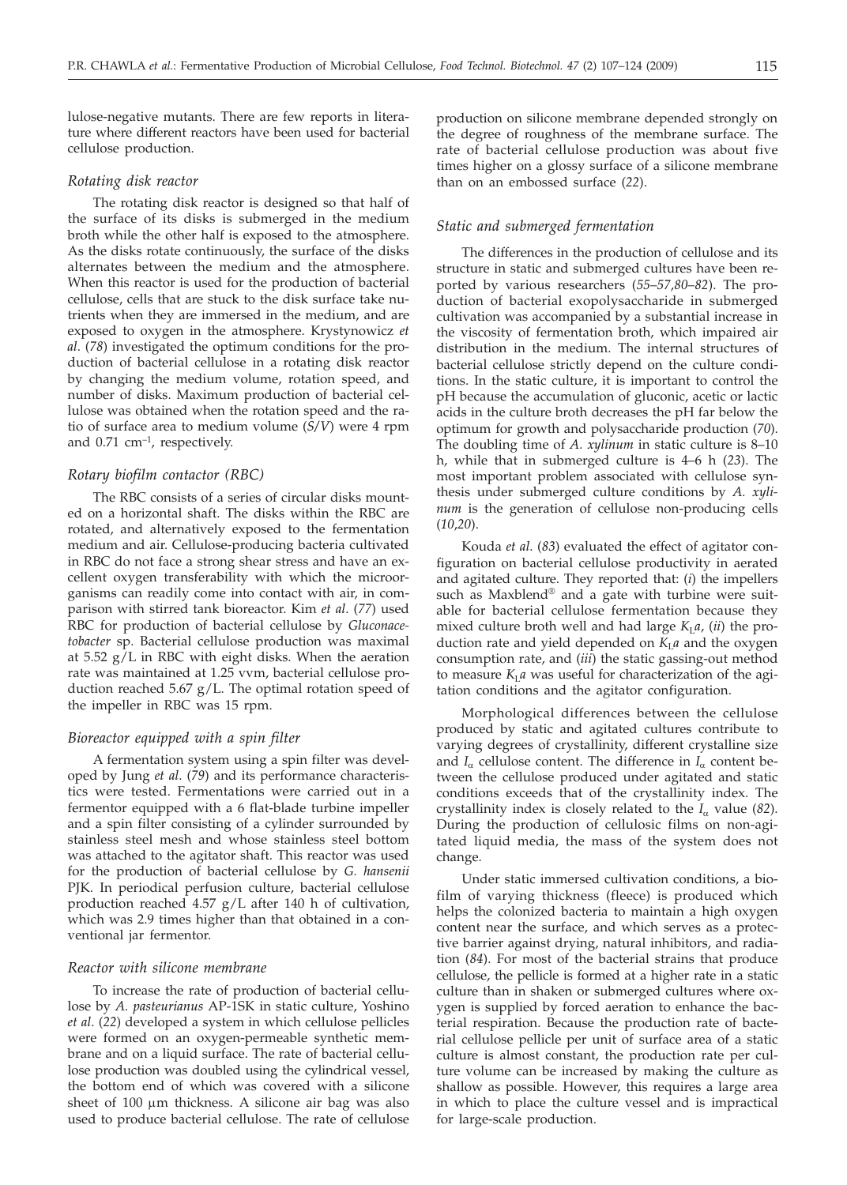lulose-negative mutants. There are few reports in literature where different reactors have been used for bacterial cellulose production.

### *Rotating disk reactor*

The rotating disk reactor is designed so that half of the surface of its disks is submerged in the medium broth while the other half is exposed to the atmosphere. As the disks rotate continuously, the surface of the disks alternates between the medium and the atmosphere. When this reactor is used for the production of bacterial cellulose, cells that are stuck to the disk surface take nutrients when they are immersed in the medium, and are exposed to oxygen in the atmosphere. Krystynowicz *et al*. (*78*) investigated the optimum conditions for the production of bacterial cellulose in a rotating disk reactor by changing the medium volume, rotation speed, and number of disks. Maximum production of bacterial cellulose was obtained when the rotation speed and the ratio of surface area to medium volume (*S*/*V*) were 4 rpm and 0.71 $cm^{-1}$, respectively.

### *Rotary biofilm contactor (RBC)*

The RBC consists of a series of circular disks mounted on a horizontal shaft. The disks within the RBC are rotated, and alternatively exposed to the fermentation medium and air. Cellulose-producing bacteria cultivated in RBC do not face a strong shear stress and have an excellent oxygen transferability with which the microorganisms can readily come into contact with air, in comparison with stirred tank bioreactor. Kim *et al*. (*77*) used RBC for production of bacterial cellulose by *Gluconacetobacter* sp. Bacterial cellulose production was maximal at 5.52 g/L in RBC with eight disks. When the aeration rate was maintained at 1.25 vvm, bacterial cellulose production reached 5.67 g/L. The optimal rotation speed of the impeller in RBC was 15 rpm.

### *Bioreactor equipped with a spin filter*

A fermentation system using a spin filter was developed by Jung *et al*. (*79*) and its performance characteristics were tested. Fermentations were carried out in a fermentor equipped with a 6 flat-blade turbine impeller and a spin filter consisting of a cylinder surrounded by stainless steel mesh and whose stainless steel bottom was attached to the agitator shaft. This reactor was used for the production of bacterial cellulose by *G. hansenii* PJK. In periodical perfusion culture, bacterial cellulose production reached 4.57 g/L after 140 h of cultivation, which was 2.9 times higher than that obtained in a conventional jar fermentor.

### *Reactor with silicone membrane*

To increase the rate of production of bacterial cellulose by *A. pasteurianus* AP-1SK in static culture, Yoshino *et al*. (*22*) developed a system in which cellulose pellicles were formed on an oxygen-permeable synthetic membrane and on a liquid surface. The rate of bacterial cellulose production was doubled using the cylindrical vessel, the bottom end of which was covered with a silicone sheet of 100 μm thickness. A silicone air bag was also used to produce bacterial cellulose. The rate of cellulose production on silicone membrane depended strongly on the degree of roughness of the membrane surface. The rate of bacterial cellulose production was about five times higher on a glossy surface of a silicone membrane than on an embossed surface (*22*).

### *Static and submerged fermentation*

The differences in the production of cellulose and its structure in static and submerged cultures have been reported by various researchers (*55–57*,*80–82*). The production of bacterial exopolysaccharide in submerged cultivation was accompanied by a substantial increase in the viscosity of fermentation broth, which impaired air distribution in the medium. The internal structures of bacterial cellulose strictly depend on the culture conditions. In the static culture, it is important to control the pH because the accumulation of gluconic, acetic or lactic acids in the culture broth decreases the pH far below the optimum for growth and polysaccharide production (*70*). The doubling time of *A. xylinum* in static culture is 8–10 h, while that in submerged culture is 4–6 h (*23*). The most important problem associated with cellulose synthesis under submerged culture conditions by *A. xylinum* is the generation of cellulose non-producing cells (*10*,*20*).

Kouda *et al*. (*83*) evaluated the effect of agitator configuration on bacterial cellulose productivity in aerated and agitated culture. They reported that: (*i*) the impellers such as Maxblend® and a gate with turbine were suitable for bacterial cellulose fermentation because they mixed culture broth well and had large $K_La$, (*ii*) the production rate and yield depended on $K_La$ and the oxygen consumption rate, and (*iii*) the static gassing-out method to measure $K_La$ was useful for characterization of the agitation conditions and the agitator configuration.

Morphological differences between the cellulose produced by static and agitated cultures contribute to varying degrees of crystallinity, different crystalline size and $I_\alpha$ cellulose content. The difference in $I_\alpha$ content between the cellulose produced under agitated and static conditions exceeds that of the crystallinity index. The crystallinity index is closely related to the $I_\alpha$ value (*82*). During the production of cellulosic films on non-agitated liquid media, the mass of the system does not change.

Under static immersed cultivation conditions, a biofilm of varying thickness (fleece) is produced which helps the colonized bacteria to maintain a high oxygen content near the surface, and which serves as a protective barrier against drying, natural inhibitors, and radiation (*84*). For most of the bacterial strains that produce cellulose, the pellicle is formed at a higher rate in a static culture than in shaken or submerged cultures where oxygen is supplied by forced aeration to enhance the bacterial respiration. Because the production rate of bacterial cellulose pellicle per unit of surface area of a static culture is almost constant, the production rate per culture volume can be increased by making the culture as shallow as possible. However, this requires a large area in which to place the culture vessel and is impractical for large-scale production.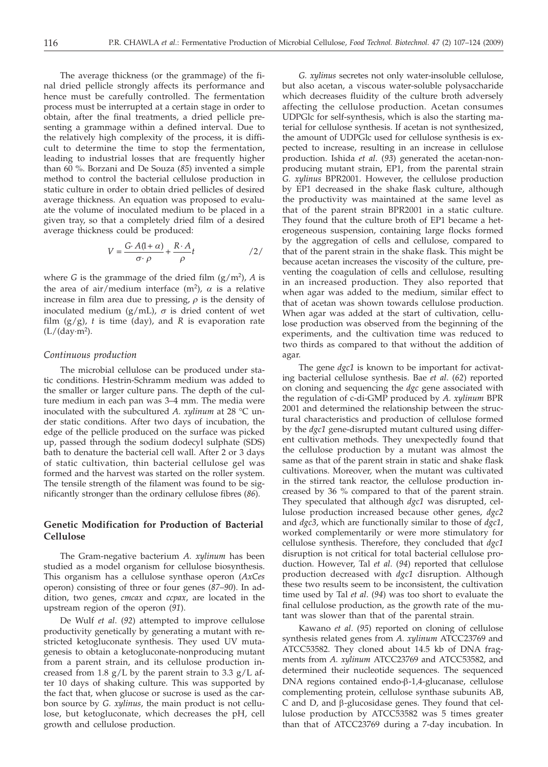The average thickness (or the grammage) of the final dried pellicle strongly affects its performance and hence must be carefully controlled. The fermentation process must be interrupted at a certain stage in order to obtain, after the final treatments, a dried pellicle presenting a grammage within a defined interval. Due to the relatively high complexity of the process, it is difficult to determine the time to stop the fermentation, leading to industrial losses that are frequently higher than 60 %. Borzani and De Souza (*85*) invented a simple method to control the bacterial cellulose production in static culture in order to obtain dried pellicles of desired average thickness. An equation was proposed to evaluate the volume of inoculated medium to be placed in a given tray, so that a completely dried film of a desired average thickness could be produced:

$$V = \frac{G \cdot A(1+\alpha)}{\sigma \cdot \rho} + \frac{R \cdot A}{\rho} t \qquad /2/$$

where $G$ is the grammage of the dried film (g/m$^2$), $A$ is the area of air/medium interface (m$^2$), $\alpha$ is a relative increase in film area due to pressing, $\rho$ is the density of inoculated medium (g/mL), $\sigma$ is dried content of wet film (g/g), $t$ is time (day), and $R$ is evaporation rate (L/(day·m$^2$).

### *Continuous production*

The microbial cellulose can be produced under static conditions. Hestrin-Schramm medium was added to the smaller or larger culture pans. The depth of the culture medium in each pan was 3–4 mm. The media were inoculated with the subcultured *A. xylinum* at 28 °C under static conditions. After two days of incubation, the edge of the pellicle produced on the surface was picked up, passed through the sodium dodecyl sulphate (SDS) bath to denature the bacterial cell wall. After 2 or 3 days of static cultivation, thin bacterial cellulose gel was formed and the harvest was started on the roller system. The tensile strength of the filament was found to be significantly stronger than the ordinary cellulose fibres (*86*).

## Genetic Modification for Production of Bacterial Cellulose

The Gram-negative bacterium *A. xylinum* has been studied as a model organism for cellulose biosynthesis. This organism has a cellulose synthase operon (*AxCes* operon) consisting of three or four genes (*87–90*). In addition, two genes, *cmcax* and *ccpax*, are located in the upstream region of the operon (*91*).

De Wulf *et al*. (*92*) attempted to improve cellulose productivity genetically by generating a mutant with restricted ketogluconate synthesis. They used UV mutagenesis to obtain a ketogluconate-nonproducing mutant from a parent strain, and its cellulose production increased from 1.8 g/L by the parent strain to 3.3 g/L after 10 days of shaking culture. This was supported by the fact that, when glucose or sucrose is used as the carbon source by *G. xylinus*, the main product is not cellulose, but ketogluconate, which decreases the pH, cell growth and cellulose production.

*G. xylinus* secretes not only water-insoluble cellulose, but also acetan, a viscous water-soluble polysaccharide which decreases fluidity of the culture broth adversely affecting the cellulose production. Acetan consumes UDPGlc for self-synthesis, which is also the starting material for cellulose synthesis. If acetan is not synthesized, the amount of UDPGlc used for cellulose synthesis is expected to increase, resulting in an increase in cellulose production. Ishida *et al*. (*93*) generated the acetan-nonproducing mutant strain, EP1, from the parental strain *G. xylinus* BPR2001. However, the cellulose production by EP1 decreased in the shake flask culture, although the productivity was maintained at the same level as that of the parent strain BPR2001 in a static culture. They found that the culture broth of EP1 became a heterogeneous suspension, containing large flocks formed by the aggregation of cells and cellulose, compared to that of the parent strain in the shake flask. This might be because acetan increases the viscosity of the culture, preventing the coagulation of cells and cellulose, resulting in an increased production. They also reported that when agar was added to the medium, similar effect to that of acetan was shown towards cellulose production. When agar was added at the start of cultivation, cellulose production was observed from the beginning of the experiments, and the cultivation time was reduced to two thirds as compared to that without the addition of agar.

The gene *dgc1* is known to be important for activating bacterial cellulose synthesis. Bae *et al*. (*62*) reported on cloning and sequencing the *dgc* gene associated with the regulation of c-di-GMP produced by *A. xylinum* BPR 2001 and determined the relationship between the structural characteristics and production of cellulose formed by the *dgc1* gene-disrupted mutant cultured using different cultivation methods. They unexpectedly found that the cellulose production by a mutant was almost the same as that of the parent strain in static and shake flask cultivations. Moreover, when the mutant was cultivated in the stirred tank reactor, the cellulose production increased by 36 % compared to that of the parent strain. They speculated that although *dgc1* was disrupted, cellulose production increased because other genes, *dgc2* and *dgc3*, which are functionally similar to those of *dgc1*, worked complementarily or were more stimulatory for cellulose synthesis. Therefore, they concluded that *dgc1* disruption is not critical for total bacterial cellulose production. However, Tal *et al*. (*94*) reported that cellulose production decreased with *dgc1* disruption. Although these two results seem to be inconsistent, the cultivation time used by Tal *et al*. (*94*) was too short to evaluate the final cellulose production, as the growth rate of the mutant was slower than that of the parental strain.

Kawano *et al*. (*95*) reported on cloning of cellulose synthesis related genes from *A. xylinum* ATCC23769 and ATCC53582. They cloned about 14.5 kb of DNA fragments from *A. xylinum* ATCC23769 and ATCC53582, and determined their nucleotide sequences. The sequenced DNA regions contained endo-β-1,4-glucanase, cellulose complementing protein, cellulose synthase subunits AB, C and D, and β-glucosidase genes. They found that cellulose production by ATCC53582 was 5 times greater than that of ATCC23769 during a 7-day incubation. In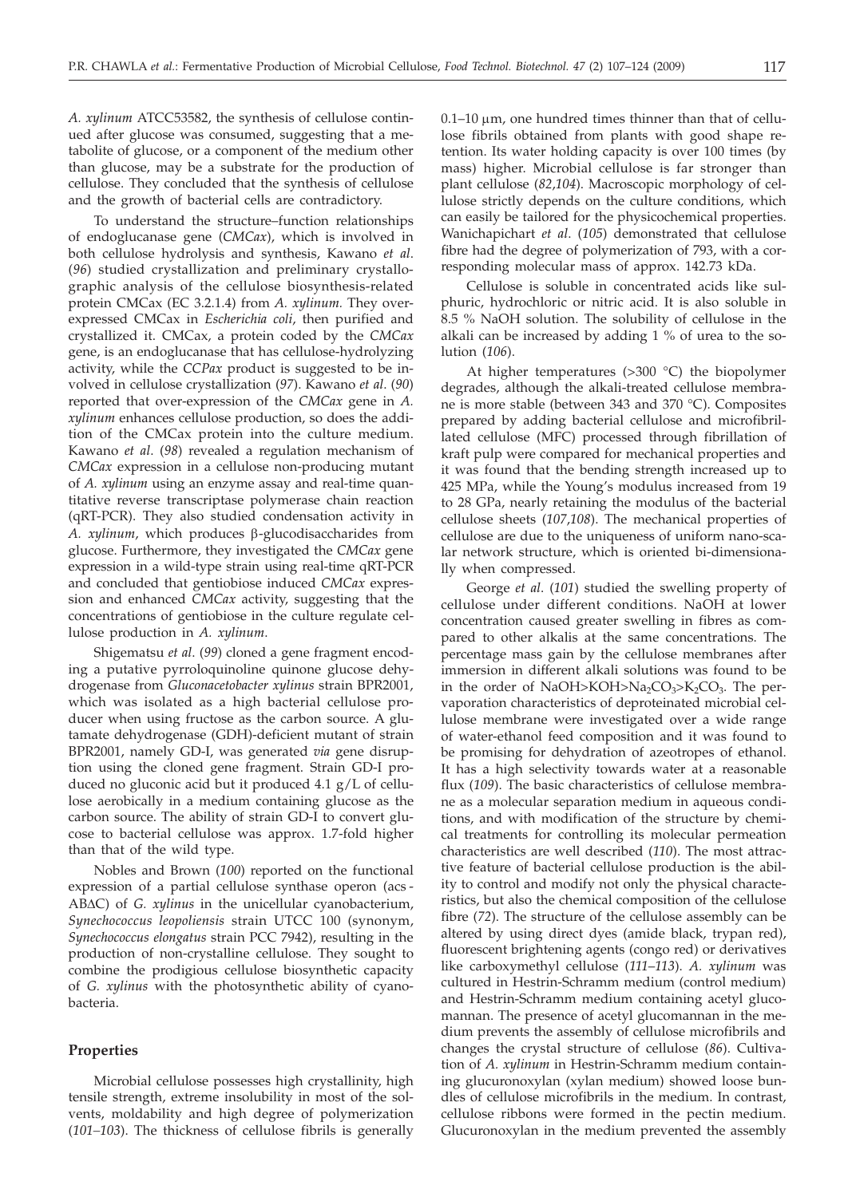*A. xylinum* ATCC53582, the synthesis of cellulose continued after glucose was consumed, suggesting that a metabolite of glucose, or a component of the medium other than glucose, may be a substrate for the production of cellulose. They concluded that the synthesis of cellulose and the growth of bacterial cells are contradictory.

To understand the structure–function relationships of endoglucanase gene (*CMCax*), which is involved in both cellulose hydrolysis and synthesis, Kawano *et al*. (*96*) studied crystallization and preliminary crystallographic analysis of the cellulose biosynthesis-related protein CMCax (EC 3.2.1.4) from *A. xylinum.* They overexpressed CMCax in *Escherichia coli*, then purified and crystallized it. CMCax, a protein coded by the *CMCax* gene, is an endoglucanase that has cellulose-hydrolyzing activity, while the *CCPax* product is suggested to be involved in cellulose crystallization (*97*). Kawano *et al*. (*90*) reported that over-expression of the *CMCax* gene in *A. xylinum* enhances cellulose production, so does the addition of the CMCax protein into the culture medium. Kawano *et al*. (*98*) revealed a regulation mechanism of *CMCax* expression in a cellulose non-producing mutant of *A. xylinum* using an enzyme assay and real-time quantitative reverse transcriptase polymerase chain reaction (qRT-PCR). They also studied condensation activity in *A. xylinum*, which produces β-glucodisaccharides from glucose. Furthermore, they investigated the *CMCax* gene expression in a wild-type strain using real-time qRT-PCR and concluded that gentiobiose induced *CMCax* expression and enhanced *CMCax* activity, suggesting that the concentrations of gentiobiose in the culture regulate cellulose production in *A. xylinum.*

Shigematsu *et al*. (*99*) cloned a gene fragment encoding a putative pyrroloquinoline quinone glucose dehydrogenase from *Gluconacetobacter xylinus* strain BPR2001, which was isolated as a high bacterial cellulose producer when using fructose as the carbon source. A glutamate dehydrogenase (GDH)-deficient mutant of strain BPR2001, namely GD-I, was generated *via* gene disruption using the cloned gene fragment. Strain GD-I produced no gluconic acid but it produced 4.1 g/L of cellulose aerobically in a medium containing glucose as the carbon source. The ability of strain GD-I to convert glucose to bacterial cellulose was approx. 1.7-fold higher than that of the wild type.

Nobles and Brown (*100*) reported on the functional expression of a partial cellulose synthase operon (acs-ABΔC) of *G. xylinus* in the unicellular cyanobacterium, *Synechococcus leopoliensis* strain UTCC 100 (synonym, *Synechococcus elongatus* strain PCC 7942), resulting in the production of non-crystalline cellulose. They sought to combine the prodigious cellulose biosynthetic capacity of *G. xylinus* with the photosynthetic ability of cyanobacteria.

## Properties

Microbial cellulose possesses high crystallinity, high tensile strength, extreme insolubility in most of the solvents, moldability and high degree of polymerization (*101–103*). The thickness of cellulose fibrils is generally 0.1–10 μm, one hundred times thinner than that of cellulose fibrils obtained from plants with good shape retention. Its water holding capacity is over 100 times (by mass) higher. Microbial cellulose is far stronger than plant cellulose (*82,104*). Macroscopic morphology of cellulose strictly depends on the culture conditions, which can easily be tailored for the physicochemical properties. Wanichapichart *et al*. (*105*) demonstrated that cellulose fibre had the degree of polymerization of 793, with a corresponding molecular mass of approx. 142.73 kDa.

Cellulose is soluble in concentrated acids like sulphuric, hydrochloric or nitric acid. It is also soluble in 8.5 % NaOH solution. The solubility of cellulose in the alkali can be increased by adding 1 % of urea to the solution (*106*).

At higher temperatures (>300 °C) the biopolymer degrades, although the alkali-treated cellulose membrane is more stable (between 343 and 370 °C). Composites prepared by adding bacterial cellulose and microfibrillated cellulose (MFC) processed through fibrillation of kraft pulp were compared for mechanical properties and it was found that the bending strength increased up to 425 MPa, while the Young's modulus increased from 19 to 28 GPa, nearly retaining the modulus of the bacterial cellulose sheets (*107,108*). The mechanical properties of cellulose are due to the uniqueness of uniform nano-scalar network structure, which is oriented bi-dimensionally when compressed.

George *et al*. (*101*) studied the swelling property of cellulose under different conditions. NaOH at lower concentration caused greater swelling in fibres as compared to other alkalis at the same concentrations. The percentage mass gain by the cellulose membranes after immersion in different alkali solutions was found to be in the order of $NaOH>KOH>Na_2CO_3>K_2CO_3$. The pervaporation characteristics of deproteinated microbial cellulose membrane were investigated over a wide range of water-ethanol feed composition and it was found to be promising for dehydration of azeotropes of ethanol. It has a high selectivity towards water at a reasonable flux (*109*). The basic characteristics of cellulose membrane as a molecular separation medium in aqueous conditions, and with modification of the structure by chemical treatments for controlling its molecular permeation characteristics are well described (*110*). The most attractive feature of bacterial cellulose production is the ability to control and modify not only the physical characteristics, but also the chemical composition of the cellulose fibre (*72*). The structure of the cellulose assembly can be altered by using direct dyes (amide black, trypan red), fluorescent brightening agents (congo red) or derivatives like carboxymethyl cellulose (*111–113*). *A. xylinum* was cultured in Hestrin-Schramm medium (control medium) and Hestrin-Schramm medium containing acetyl glucomannan. The presence of acetyl glucomannan in the medium prevents the assembly of cellulose microfibrils and changes the crystal structure of cellulose (*86*). Cultivation of *A. xylinum* in Hestrin-Schramm medium containing glucuronoxylan (xylan medium) showed loose bundles of cellulose microfibrils in the medium. In contrast, cellulose ribbons were formed in the pectin medium. Glucuronoxylan in the medium prevented the assembly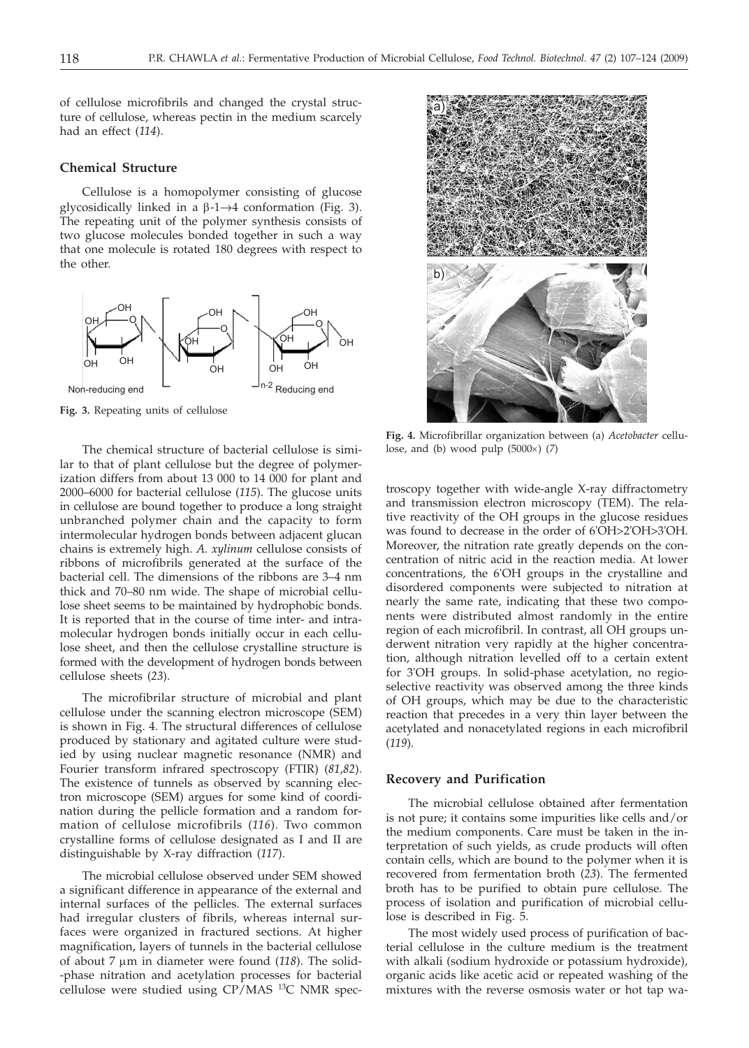of cellulose microfibrils and changed the crystal structure of cellulose, whereas pectin in the medium scarcely had an effect (*114*).

## Chemical Structure

Cellulose is a homopolymer consisting of glucose glycosidically linked in a β-1→4 conformation (Fig. 3). The repeating unit of the polymer synthesis consists of two glucose molecules bonded together in such a way that one molecule is rotated 180 degrees with respect to the other.

**Fig. 3.** Repeating units of cellulose

The chemical structure of bacterial cellulose is similar to that of plant cellulose but the degree of polymerization differs from about 13 000 to 14 000 for plant and 2000–6000 for bacterial cellulose (*115*). The glucose units in cellulose are bound together to produce a long straight unbranched polymer chain and the capacity to form intermolecular hydrogen bonds between adjacent glucan chains is extremely high. *A. xylinum* cellulose consists of ribbons of microfibrils generated at the surface of the bacterial cell. The dimensions of the ribbons are 3–4 nm thick and 70–80 nm wide. The shape of microbial cellulose sheet seems to be maintained by hydrophobic bonds. It is reported that in the course of time inter- and intramolecular hydrogen bonds initially occur in each cellulose sheet, and then the cellulose crystalline structure is formed with the development of hydrogen bonds between cellulose sheets (*23*).

The microfibrilar structure of microbial and plant cellulose under the scanning electron microscope (SEM) is shown in Fig. 4. The structural differences of cellulose produced by stationary and agitated culture were studied by using nuclear magnetic resonance (NMR) and Fourier transform infrared spectroscopy (FTIR) (*81,82*). The existence of tunnels as observed by scanning electron microscope (SEM) argues for some kind of coordination during the pellicle formation and a random formation of cellulose microfibrils (*116*). Two common crystalline forms of cellulose designated as I and II are distinguishable by X-ray diffraction (*117*).

The microbial cellulose observed under SEM showed a significant difference in appearance of the external and internal surfaces of the pellicles. The external surfaces had irregular clusters of fibrils, whereas internal surfaces were organized in fractured sections. At higher magnification, layers of tunnels in the bacterial cellulose of about 7 μm in diameter were found (*118*). The solid-phase nitration and acetylation processes for bacterial cellulose were studied using CP/MAS $^{13}C$ NMR spectroscopy together with wide-angle X-ray diffractometry and transmission electron microscopy (TEM). The relative reactivity of the OH groups in the glucose residues was found to decrease in the order of 6'OH>2'OH>3'OH. Moreover, the nitration rate greatly depends on the concentration of nitric acid in the reaction media. At lower concentrations, the 6'OH groups in the crystalline and disordered components were subjected to nitration at nearly the same rate, indicating that these two components were distributed almost randomly in the entire region of each microfibril. In contrast, all OH groups underwent nitration very rapidly at the higher concentration, although nitration levelled off to a certain extent for 3'OH groups. In solid-phase acetylation, no regioselective reactivity was observed among the three kinds of OH groups, which may be due to the characteristic reaction that precedes in a very thin layer between the acetylated and nonacetylated regions in each microfibril (*119*).

**Fig. 4.** Microfibrillar organization between (a) *Acetobacter* cellulose, and (b) wood pulp (5000×) (*7*)

## Recovery and Purification

The microbial cellulose obtained after fermentation is not pure; it contains some impurities like cells and/or the medium components. Care must be taken in the interpretation of such yields, as crude products will often contain cells, which are bound to the polymer when it is recovered from fermentation broth (*23*). The fermented broth has to be purified to obtain pure cellulose. The process of isolation and purification of microbial cellulose is described in Fig. 5.

The most widely used process of purification of bacterial cellulose in the culture medium is the treatment with alkali (sodium hydroxide or potassium hydroxide), organic acids like acetic acid or repeated washing of the mixtures with the reverse osmosis water or hot tap wa-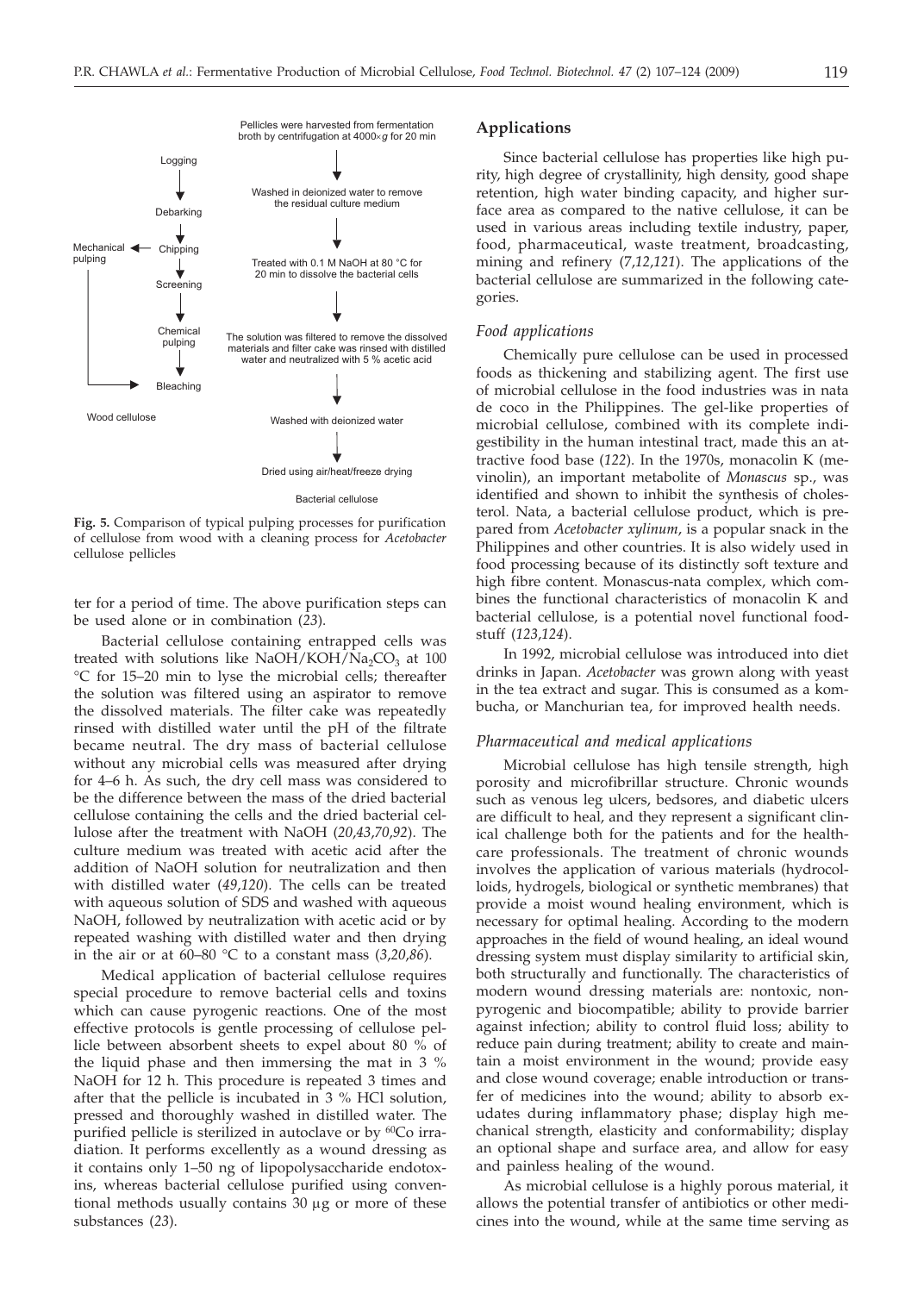Logging → Debarking → Chipping → Screening → Chemical pulping → Bleaching

Chipping → Mechanical pulping → Bleaching

Wood cellulose

Pellicles were harvested from fermentation broth by centrifugation at 4000×*g* for 20 min → Washed in deionized water to remove the residual culture medium → Treated with 0.1 M NaOH at 80 °C for 20 min to dissolve the bacterial cells → The solution was filtered to remove the dissolved materials and filter cake was rinsed with distilled water and neutralized with 5 % acetic acid → Washed with deionized water → Dried using air/heat/freeze drying

Bacterial cellulose

**Fig. 5.** Comparison of typical pulping processes for purification of cellulose from wood with a cleaning process for *Acetobacter* cellulose pellicles

ter for a period of time. The above purification steps can be used alone or in combination (*23*).

Bacterial cellulose containing entrapped cells was treated with solutions like NaOH/KOH/$Na_2CO_3$ at 100 °C for 15–20 min to lyse the microbial cells; thereafter the solution was filtered using an aspirator to remove the dissolved materials. The filter cake was repeatedly rinsed with distilled water until the pH of the filtrate became neutral. The dry mass of bacterial cellulose without any microbial cells was measured after drying for 4–6 h. As such, the dry cell mass was considered to be the difference between the mass of the dried bacterial cellulose containing the cells and the dried bacterial cellulose after the treatment with NaOH (*20,43,70,92*). The culture medium was treated with acetic acid after the addition of NaOH solution for neutralization and then with distilled water (*49,120*). The cells can be treated with aqueous solution of SDS and washed with aqueous NaOH, followed by neutralization with acetic acid or by repeated washing with distilled water and then drying in the air or at 60–80 °C to a constant mass (*3,20,86*).

Medical application of bacterial cellulose requires special procedure to remove bacterial cells and toxins which can cause pyrogenic reactions. One of the most effective protocols is gentle processing of cellulose pellicle between absorbent sheets to expel about 80 % of the liquid phase and then immersing the mat in 3 % NaOH for 12 h. This procedure is repeated 3 times and after that the pellicle is incubated in 3 % HCl solution, pressed and thoroughly washed in distilled water. The purified pellicle is sterilized in autoclave or by $^{60}Co$ irradiation. It performs excellently as a wound dressing as it contains only 1–50 ng of lipopolysaccharide endotoxins, whereas bacterial cellulose purified using conventional methods usually contains 30 μg or more of these substances (*23*).

## Applications

Since bacterial cellulose has properties like high purity, high degree of crystallinity, high density, good shape retention, high water binding capacity, and higher surface area as compared to the native cellulose, it can be used in various areas including textile industry, paper, food, pharmaceutical, waste treatment, broadcasting, mining and refinery (*7,12,121*). The applications of the bacterial cellulose are summarized in the following categories.

### *Food applications*

Chemically pure cellulose can be used in processed foods as thickening and stabilizing agent. The first use of microbial cellulose in the food industries was in nata de coco in the Philippines. The gel-like properties of microbial cellulose, combined with its complete indigestibility in the human intestinal tract, made this an attractive food base (*122*). In the 1970s, monacolin K (mevinolin), an important metabolite of *Monascus* sp., was identified and shown to inhibit the synthesis of cholesterol. Nata, a bacterial cellulose product, which is prepared from *Acetobacter xylinum*, is a popular snack in the Philippines and other countries. It is also widely used in food processing because of its distinctly soft texture and high fibre content. Monascus-nata complex, which combines the functional characteristics of monacolin K and bacterial cellulose, is a potential novel functional foodstuff (*123,124*).

In 1992, microbial cellulose was introduced into diet drinks in Japan. *Acetobacter* was grown along with yeast in the tea extract and sugar. This is consumed as a kombucha, or Manchurian tea, for improved health needs.

### *Pharmaceutical and medical applications*

Microbial cellulose has high tensile strength, high porosity and microfibrillar structure. Chronic wounds such as venous leg ulcers, bedsores, and diabetic ulcers are difficult to heal, and they represent a significant clinical challenge both for the patients and for the healthcare professionals. The treatment of chronic wounds involves the application of various materials (hydrocolloids, hydrogels, biological or synthetic membranes) that provide a moist wound healing environment, which is necessary for optimal healing. According to the modern approaches in the field of wound healing, an ideal wound dressing system must display similarity to artificial skin, both structurally and functionally. The characteristics of modern wound dressing materials are: nontoxic, nonpyrogenic and biocompatible; ability to provide barrier against infection; ability to control fluid loss; ability to reduce pain during treatment; ability to create and maintain a moist environment in the wound; provide easy and close wound coverage; enable introduction or transfer of medicines into the wound; ability to absorb exudates during inflammatory phase; display high mechanical strength, elasticity and conformability; display an optional shape and surface area, and allow for easy and painless healing of the wound.

As microbial cellulose is a highly porous material, it allows the potential transfer of antibiotics or other medicines into the wound, while at the same time serving as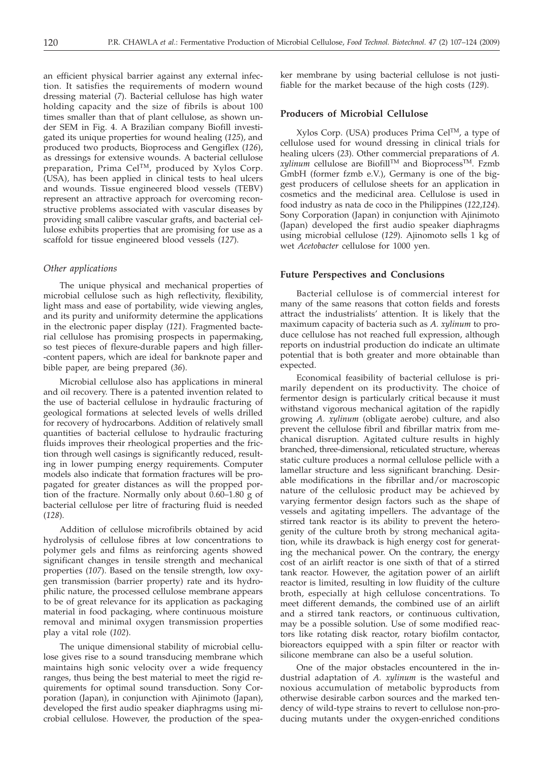an efficient physical barrier against any external infection. It satisfies the requirements of modern wound dressing material (*7*). Bacterial cellulose has high water holding capacity and the size of fibrils is about 100 times smaller than that of plant cellulose, as shown under SEM in Fig. 4. A Brazilian company Biofill investigated its unique properties for wound healing (*125*), and produced two products, Bioprocess and Gengiflex (*126*), as dressings for extensive wounds. A bacterial cellulose preparation, Prima Cel$^{TM}$, produced by Xylos Corp. (USA), has been applied in clinical tests to heal ulcers and wounds. Tissue engineered blood vessels (TEBV) represent an attractive approach for overcoming reconstructive problems associated with vascular diseases by providing small calibre vascular grafts, and bacterial cellulose exhibits properties that are promising for use as a scaffold for tissue engineered blood vessels (*127*).

### *Other applications*

The unique physical and mechanical properties of microbial cellulose such as high reflectivity, flexibility, light mass and ease of portability, wide viewing angles, and its purity and uniformity determine the applications in the electronic paper display (*121*). Fragmented bacterial cellulose has promising prospects in papermaking, so test pieces of flexure-durable papers and high filler-content papers, which are ideal for banknote paper and bible paper, are being prepared (*36*).

Microbial cellulose also has applications in mineral and oil recovery. There is a patented invention related to the use of bacterial cellulose in hydraulic fracturing of geological formations at selected levels of wells drilled for recovery of hydrocarbons. Addition of relatively small quantities of bacterial cellulose to hydraulic fracturing fluids improves their rheological properties and the friction through well casings is significantly reduced, resulting in lower pumping energy requirements. Computer models also indicate that formation fractures will be propagated for greater distances as will the propped portion of the fracture. Normally only about 0.60–1.80 g of bacterial cellulose per litre of fracturing fluid is needed (*128*).

Addition of cellulose microfibrils obtained by acid hydrolysis of cellulose fibres at low concentrations to polymer gels and films as reinforcing agents showed significant changes in tensile strength and mechanical properties (*107*). Based on the tensile strength, low oxygen transmission (barrier property) rate and its hydrophilic nature, the processed cellulose membrane appears to be of great relevance for its application as packaging material in food packaging, where continuous moisture removal and minimal oxygen transmission properties play a vital role (*102*).

The unique dimensional stability of microbial cellulose gives rise to a sound transducing membrane which maintains high sonic velocity over a wide frequency ranges, thus being the best material to meet the rigid requirements for optimal sound transduction. Sony Corporation (Japan), in conjunction with Ajinimoto (Japan), developed the first audio speaker diaphragms using microbial cellulose. However, the production of the speaker membrane by using bacterial cellulose is not justifiable for the market because of the high costs (*129*).

## Producers of Microbial Cellulose

Xylos Corp. (USA) produces Prima Cel$^{TM}$, a type of cellulose used for wound dressing in clinical trials for healing ulcers (*23*). Other commercial preparations of *A. xylinum* cellulose are Biofill$^{TM}$ and Bioprocess$^{TM}$. Fzmb GmbH (former fzmb e.V.), Germany is one of the biggest producers of cellulose sheets for an application in cosmetics and the medicinal area. Cellulose is used in food industry as nata de coco in the Philippines (*122,124*). Sony Corporation (Japan) in conjunction with Ajinimoto (Japan) developed the first audio speaker diaphragms using microbial cellulose (*129*). Ajinomoto sells 1 kg of wet *Acetobacter* cellulose for 1000 yen.

## Future Perspectives and Conclusions

Bacterial cellulose is of commercial interest for many of the same reasons that cotton fields and forests attract the industrialists' attention. It is likely that the maximum capacity of bacteria such as *A. xylinum* to produce cellulose has not reached full expression, although reports on industrial production do indicate an ultimate potential that is both greater and more obtainable than expected.

Economical feasibility of bacterial cellulose is primarily dependent on its productivity. The choice of fermentor design is particularly critical because it must withstand vigorous mechanical agitation of the rapidly growing *A. xylinum* (obligate aerobe) culture, and also prevent the cellulose fibril and fibrillar matrix from mechanical disruption. Agitated culture results in highly branched, three-dimensional, reticulated structure, whereas static culture produces a normal cellulose pellicle with a lamellar structure and less significant branching. Desirable modifications in the fibrillar and/or macroscopic nature of the cellulosic product may be achieved by varying fermentor design factors such as the shape of vessels and agitating impellers. The advantage of the stirred tank reactor is its ability to prevent the heterogenity of the culture broth by strong mechanical agitation, while its drawback is high energy cost for generating the mechanical power. On the contrary, the energy cost of an airlift reactor is one sixth of that of a stirred tank reactor. However, the agitation power of an airlift reactor is limited, resulting in low fluidity of the culture broth, especially at high cellulose concentrations. To meet different demands, the combined use of an airlift and a stirred tank reactors, or continuous cultivation, may be a possible solution. Use of some modified reactors like rotating disk reactor, rotary biofilm contactor, bioreactors equipped with a spin filter or reactor with silicone membrane can also be a useful solution.

One of the major obstacles encountered in the industrial adaptation of *A. xylinum* is the wasteful and noxious accumulation of metabolic byproducts from otherwise desirable carbon sources and the marked tendency of wild-type strains to revert to cellulose non-producing mutants under the oxygen-enriched conditions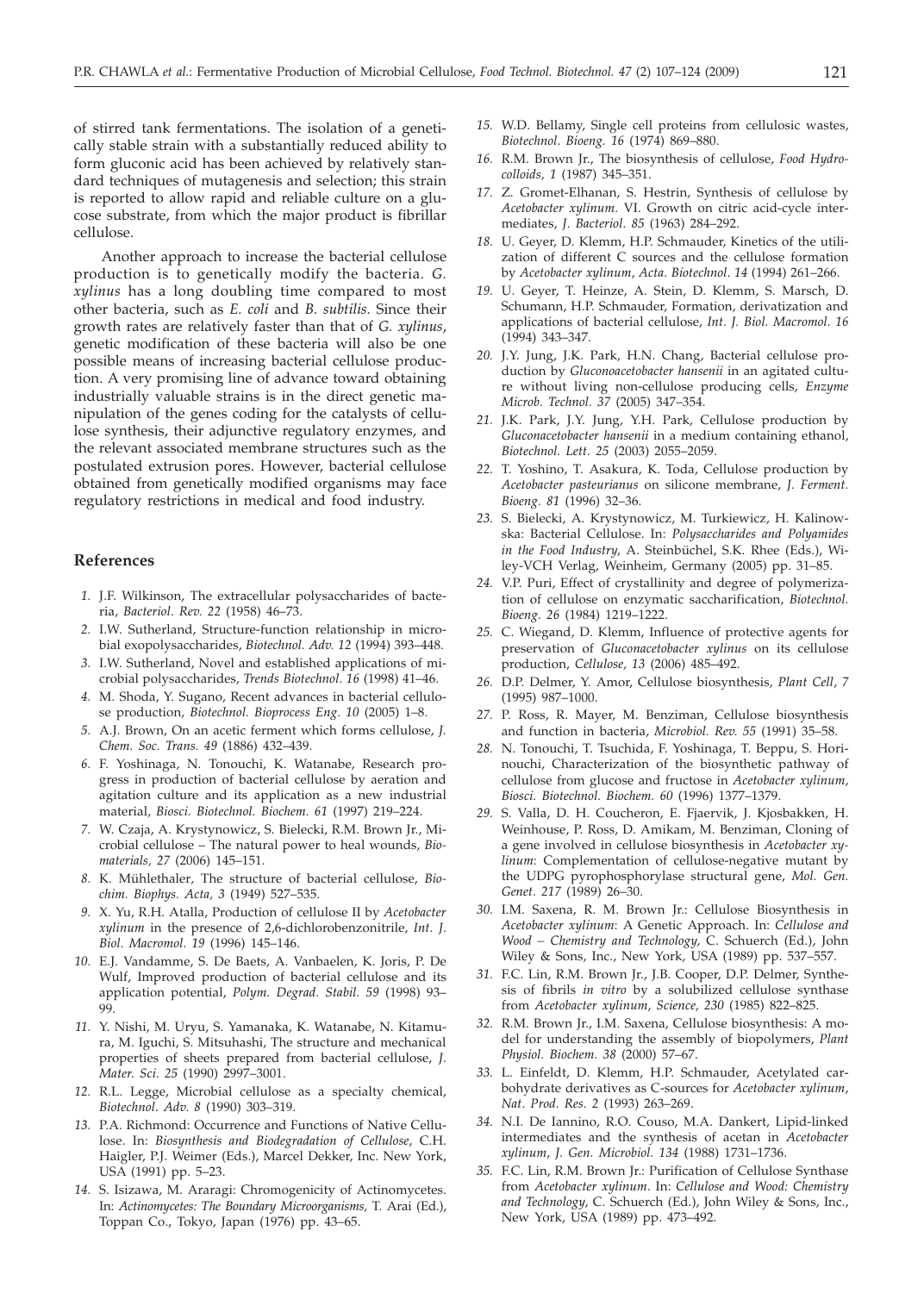of stirred tank fermentations. The isolation of a genetically stable strain with a substantially reduced ability to form gluconic acid has been achieved by relatively standard techniques of mutagenesis and selection; this strain is reported to allow rapid and reliable culture on a glucose substrate, from which the major product is fibrillar cellulose.

Another approach to increase the bacterial cellulose production is to genetically modify the bacteria. *G. xylinus* has a long doubling time compared to most other bacteria, such as *E. coli* and *B. subtilis.* Since their growth rates are relatively faster than that of *G. xylinus*, genetic modification of these bacteria will also be one possible means of increasing bacterial cellulose production. A very promising line of advance toward obtaining industrially valuable strains is in the direct genetic manipulation of the genes coding for the catalysts of cellulose synthesis, their adjunctive regulatory enzymes, and the relevant associated membrane structures such as the postulated extrusion pores. However, bacterial cellulose obtained from genetically modified organisms may face regulatory restrictions in medical and food industry.

## References

1. J.F. Wilkinson, The extracellular polysaccharides of bacteria, *Bacteriol. Rev. 22* (1958) 46–73.
2. I.W. Sutherland, Structure-function relationship in microbial exopolysaccharides, *Biotechnol. Adv. 12* (1994) 393–448.
3. I.W. Sutherland, Novel and established applications of microbial polysaccharides, *Trends Biotechnol. 16* (1998) 41–46.
4. M. Shoda, Y. Sugano, Recent advances in bacterial cellulose production, *Biotechnol. Bioprocess Eng. 10* (2005) 1–8.
5. A.J. Brown, On an acetic ferment which forms cellulose, *J. Chem. Soc. Trans. 49* (1886) 432–439.
6. F. Yoshinaga, N. Tonouchi, K. Watanabe, Research progress in production of bacterial cellulose by aeration and agitation culture and its application as a new industrial material, *Biosci. Biotechnol. Biochem. 61* (1997) 219–224.
7. W. Czaja, A. Krystynowicz, S. Bielecki, R.M. Brown Jr., Microbial cellulose – The natural power to heal wounds, *Biomaterials, 27* (2006) 145–151.
8. K. Mühlethaler, The structure of bacterial cellulose, *Biochim. Biophys. Acta, 3* (1949) 527–535.
9. X. Yu, R.H. Atalla, Production of cellulose II by *Acetobacter xylinum* in the presence of 2,6-dichlorobenzonitrile, *Int. J. Biol. Macromol. 19* (1996) 145–146.
10. E.J. Vandamme, S. De Baets, A. Vanbaelen, K. Joris, P. De Wulf, Improved production of bacterial cellulose and its application potential, *Polym. Degrad. Stabil. 59* (1998) 93–99.
11. Y. Nishi, M. Uryu, S. Yamanaka, K. Watanabe, N. Kitamura, M. Iguchi, S. Mitsuhashi, The structure and mechanical properties of sheets prepared from bacterial cellulose, *J. Mater. Sci. 25* (1990) 2997–3001.
12. R.L. Legge, Microbial cellulose as a specialty chemical, *Biotechnol. Adv. 8* (1990) 303–319.
13. P.A. Richmond: Occurrence and Functions of Native Cellulose. In: *Biosynthesis and Biodegradation of Cellulose*, C.H. Haigler, P.J. Weimer (Eds.), Marcel Dekker, Inc. New York, USA (1991) pp. 5–23.
14. S. Isizawa, M. Araragi: Chromogenicity of Actinomycetes. In: *Actinomycetes: The Boundary Microorganisms,* T. Arai (Ed.), Toppan Co., Tokyo, Japan (1976) pp. 43–65.
15. W.D. Bellamy, Single cell proteins from cellulosic wastes, *Biotechnol. Bioeng. 16* (1974) 869–880.
16. R.M. Brown Jr., The biosynthesis of cellulose, *Food Hydrocolloids, 1* (1987) 345–351.
17. Z. Gromet-Elhanan, S. Hestrin, Synthesis of cellulose by *Acetobacter xylinum.* VI. Growth on citric acid-cycle intermediates, *J. Bacteriol. 85* (1963) 284–292.
18. U. Geyer, D. Klemm, H.P. Schmauder, Kinetics of the utilization of different C sources and the cellulose formation by *Acetobacter xylinum*, *Acta. Biotechnol. 14* (1994) 261–266.
19. U. Geyer, T. Heinze, A. Stein, D. Klemm, S. Marsch, D. Schumann, H.P. Schmauder, Formation, derivatization and applications of bacterial cellulose, *Int. J. Biol. Macromol. 16* (1994) 343–347.
20. J.Y. Jung, J.K. Park, H.N. Chang, Bacterial cellulose production by *Gluconoacetobacter hansenii* in an agitated culture without living non-cellulose producing cells, *Enzyme Microb. Technol. 37* (2005) 347–354.
21. J.K. Park, J.Y. Jung, Y.H. Park, Cellulose production by *Gluconacetobacter hansenii* in a medium containing ethanol, *Biotechnol. Lett. 25* (2003) 2055–2059.
22. T. Yoshino, T. Asakura, K. Toda, Cellulose production by *Acetobacter pasteurianus* on silicone membrane, *J. Ferment. Bioeng. 81* (1996) 32–36.
23. S. Bielecki, A. Krystynowicz, M. Turkiewicz, H. Kalinowska: Bacterial Cellulose. In: *Polysaccharides and Polyamides in the Food Industry*, A. Steinbüchel, S.K. Rhee (Eds.), Wiley-VCH Verlag, Weinheim, Germany (2005) pp. 31–85.
24. V.P. Puri, Effect of crystallinity and degree of polymerization of cellulose on enzymatic saccharification, *Biotechnol. Bioeng. 26* (1984) 1219–1222.
25. C. Wiegand, D. Klemm, Influence of protective agents for preservation of *Gluconacetobacter xylinus* on its cellulose production, *Cellulose, 13* (2006) 485–492.
26. D.P. Delmer, Y. Amor, Cellulose biosynthesis, *Plant Cell, 7* (1995) 987–1000.
27. P. Ross, R. Mayer, M. Benziman, Cellulose biosynthesis and function in bacteria, *Microbiol. Rev. 55* (1991) 35–58.
28. N. Tonouchi, T. Tsuchida, F. Yoshinaga, T. Beppu, S. Horinouchi, Characterization of the biosynthetic pathway of cellulose from glucose and fructose in *Acetobacter xylinum*, *Biosci. Biotechnol. Biochem. 60* (1996) 1377–1379.
29. S. Valla, D. H. Coucheron, E. Fjaervik, J. Kjosbakken, H. Weinhouse, P. Ross, D. Amikam, M. Benziman, Cloning of a gene involved in cellulose biosynthesis in *Acetobacter xylinum*: Complementation of cellulose-negative mutant by the UDPG pyrophosphorylase structural gene, *Mol. Gen. Genet. 217* (1989) 26–30.
30. I.M. Saxena, R. M. Brown Jr.: Cellulose Biosynthesis in *Acetobacter xylinum*: A Genetic Approach. In: *Cellulose and Wood – Chemistry and Technology*, C. Schuerch (Ed.), John Wiley & Sons, Inc., New York, USA (1989) pp. 537–557.
31. F.C. Lin, R.M. Brown Jr., J.B. Cooper, D.P. Delmer, Synthesis of fibrils *in vitro* by a solubilized cellulose synthase from *Acetobacter xylinum*, *Science, 230* (1985) 822–825.
32. R.M. Brown Jr., I.M. Saxena, Cellulose biosynthesis: A model for understanding the assembly of biopolymers, *Plant Physiol. Biochem. 38* (2000) 57–67.
33. L. Einfeldt, D. Klemm, H.P. Schmauder, Acetylated carbohydrate derivatives as C-sources for *Acetobacter xylinum*, *Nat. Prod. Res. 2* (1993) 263–269.
34. N.I. De Iannino, R.O. Couso, M.A. Dankert, Lipid-linked intermediates and the synthesis of acetan in *Acetobacter xylinum*, *J. Gen. Microbiol. 134* (1988) 1731–1736.
35. F.C. Lin, R.M. Brown Jr.: Purification of Cellulose Synthase from *Acetobacter xylinum*. In: *Cellulose and Wood: Chemistry and Technology*, C. Schuerch (Ed.), John Wiley & Sons, Inc., New York, USA (1989) pp. 473–492.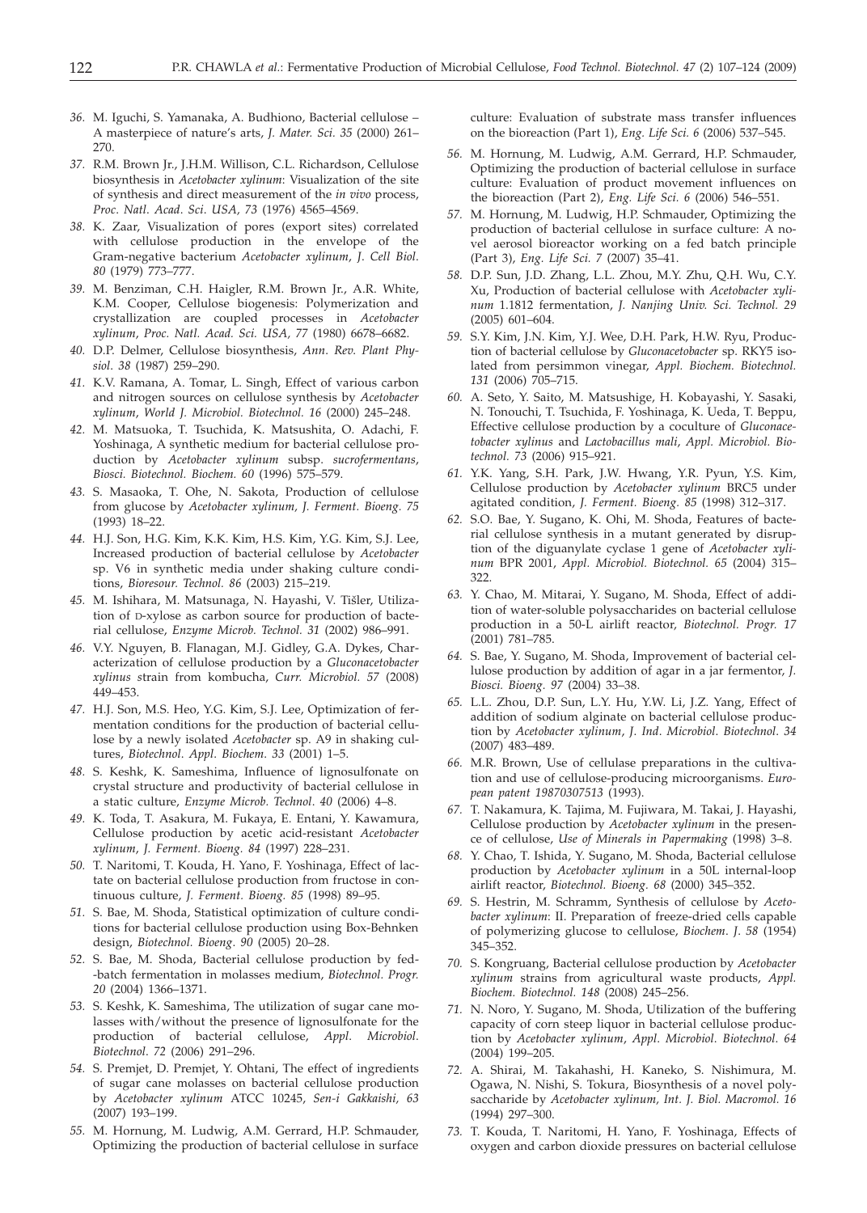*36.* M. Iguchi, S. Yamanaka, A. Budhiono, Bacterial cellulose – A masterpiece of nature's arts, *J. Mater. Sci. 35* (2000) 261–270.

*37.* R.M. Brown Jr., J.H.M. Willison, C.L. Richardson, Cellulose biosynthesis in *Acetobacter xylinum*: Visualization of the site of synthesis and direct measurement of the *in vivo* process, *Proc. Natl. Acad. Sci. USA, 73* (1976) 4565–4569.

*38.* K. Zaar, Visualization of pores (export sites) correlated with cellulose production in the envelope of the Gram-negative bacterium *Acetobacter xylinum*, *J. Cell Biol. 80* (1979) 773–777.

*39.* M. Benziman, C.H. Haigler, R.M. Brown Jr., A.R. White, K.M. Cooper, Cellulose biogenesis: Polymerization and crystallization are coupled processes in *Acetobacter xylinum*, *Proc. Natl. Acad. Sci. USA, 77* (1980) 6678–6682.

*40.* D.P. Delmer, Cellulose biosynthesis, *Ann. Rev. Plant Physiol. 38* (1987) 259–290.

*41.* K.V. Ramana, A. Tomar, L. Singh, Effect of various carbon and nitrogen sources on cellulose synthesis by *Acetobacter xylinum*, *World J. Microbiol. Biotechnol. 16* (2000) 245–248.

*42.* M. Matsuoka, T. Tsuchida, K. Matsushita, O. Adachi, F. Yoshinaga, A synthetic medium for bacterial cellulose production by *Acetobacter xylinum* subsp. *sucrofermentans*, *Biosci. Biotechnol. Biochem. 60* (1996) 575–579.

*43.* S. Masaoka, T. Ohe, N. Sakota, Production of cellulose from glucose by *Acetobacter xylinum*, *J. Ferment. Bioeng. 75* (1993) 18–22.

*44.* H.J. Son, H.G. Kim, K.K. Kim, H.S. Kim, Y.G. Kim, S.J. Lee, Increased production of bacterial cellulose by *Acetobacter* sp. V6 in synthetic media under shaking culture conditions, *Bioresour. Technol. 86* (2003) 215–219.

*45.* M. Ishihara, M. Matsunaga, N. Hayashi, V. Tišler, Utilization of D-xylose as carbon source for production of bacterial cellulose, *Enzyme Microb. Technol. 31* (2002) 986–991.

*46.* V.Y. Nguyen, B. Flanagan, M.J. Gidley, G.A. Dykes, Characterization of cellulose production by a *Gluconacetobacter xylinus* strain from kombucha, *Curr. Microbiol. 57* (2008) 449–453.

*47.* H.J. Son, M.S. Heo, Y.G. Kim, S.J. Lee, Optimization of fermentation conditions for the production of bacterial cellulose by a newly isolated *Acetobacter* sp. A9 in shaking cultures, *Biotechnol. Appl. Biochem. 33* (2001) 1–5.

*48.* S. Keshk, K. Sameshima, Influence of lignosulfonate on crystal structure and productivity of bacterial cellulose in a static culture, *Enzyme Microb. Technol. 40* (2006) 4–8.

*49.* K. Toda, T. Asakura, M. Fukaya, E. Entani, Y. Kawamura, Cellulose production by acetic acid-resistant *Acetobacter xylinum*, *J. Ferment. Bioeng. 84* (1997) 228–231.

*50.* T. Naritomi, T. Kouda, H. Yano, F. Yoshinaga, Effect of lactate on bacterial cellulose production from fructose in continuous culture, *J. Ferment. Bioeng. 85* (1998) 89–95.

*51.* S. Bae, M. Shoda, Statistical optimization of culture conditions for bacterial cellulose production using Box-Behnken design, *Biotechnol. Bioeng. 90* (2005) 20–28.

*52.* S. Bae, M. Shoda, Bacterial cellulose production by fed-batch fermentation in molasses medium, *Biotechnol. Progr. 20* (2004) 1366–1371.

*53.* S. Keshk, K. Sameshima, The utilization of sugar cane molasses with/without the presence of lignosulfonate for the production of bacterial cellulose, *Appl. Microbiol. Biotechnol. 72* (2006) 291–296.

*54.* S. Premjet, D. Premjet, Y. Ohtani, The effect of ingredients of sugar cane molasses on bacterial cellulose production by *Acetobacter xylinum* ATCC 10245, *Sen-i Gakkaishi, 63* (2007) 193–199.

*55.* M. Hornung, M. Ludwig, A.M. Gerrard, H.P. Schmauder, Optimizing the production of bacterial cellulose in surface culture: Evaluation of substrate mass transfer influences on the bioreaction (Part 1), *Eng. Life Sci. 6* (2006) 537–545.

*56.* M. Hornung, M. Ludwig, A.M. Gerrard, H.P. Schmauder, Optimizing the production of bacterial cellulose in surface culture: Evaluation of product movement influences on the bioreaction (Part 2), *Eng. Life Sci. 6* (2006) 546–551.

*57.* M. Hornung, M. Ludwig, H.P. Schmauder, Optimizing the production of bacterial cellulose in surface culture: A novel aerosol bioreactor working on a fed batch principle (Part 3), *Eng. Life Sci. 7* (2007) 35–41.

*58.* D.P. Sun, J.D. Zhang, L.L. Zhou, M.Y. Zhu, Q.H. Wu, C.Y. Xu, Production of bacterial cellulose with *Acetobacter xylinum* 1.1812 fermentation, *J. Nanjing Univ. Sci. Technol. 29* (2005) 601–604.

*59.* S.Y. Kim, J.N. Kim, Y.J. Wee, D.H. Park, H.W. Ryu, Production of bacterial cellulose by *Gluconacetobacter* sp. RKY5 isolated from persimmon vinegar, *Appl. Biochem. Biotechnol. 131* (2006) 705–715.

*60.* A. Seto, Y. Saito, M. Matsushige, H. Kobayashi, Y. Sasaki, N. Tonouchi, T. Tsuchida, F. Yoshinaga, K. Ueda, T. Beppu, Effective cellulose production by a coculture of *Gluconacetobacter xylinus* and *Lactobacillus mali*, *Appl. Microbiol. Biotechnol. 73* (2006) 915–921.

*61.* Y.K. Yang, S.H. Park, J.W. Hwang, Y.R. Pyun, Y.S. Kim, Cellulose production by *Acetobacter xylinum* BRC5 under agitated condition, *J. Ferment. Bioeng. 85* (1998) 312–317.

*62.* S.O. Bae, Y. Sugano, K. Ohi, M. Shoda, Features of bacterial cellulose synthesis in a mutant generated by disruption of the diguanylate cyclase 1 gene of *Acetobacter xylinum* BPR 2001, *Appl. Microbiol. Biotechnol. 65* (2004) 315–322.

*63.* Y. Chao, M. Mitarai, Y. Sugano, M. Shoda, Effect of addition of water-soluble polysaccharides on bacterial cellulose production in a 50-L airlift reactor, *Biotechnol. Progr. 17* (2001) 781–785.

*64.* S. Bae, Y. Sugano, M. Shoda, Improvement of bacterial cellulose production by addition of agar in a jar fermentor, *J. Biosci. Bioeng. 97* (2004) 33–38.

*65.* L.L. Zhou, D.P. Sun, L.Y. Hu, Y.W. Li, J.Z. Yang, Effect of addition of sodium alginate on bacterial cellulose production by *Acetobacter xylinum*, *J. Ind. Microbiol. Biotechnol. 34* (2007) 483–489.

*66.* M.R. Brown, Use of cellulase preparations in the cultivation and use of cellulose-producing microorganisms. *European patent 19870307513* (1993).

*67.* T. Nakamura, K. Tajima, M. Fujiwara, M. Takai, J. Hayashi, Cellulose production by *Acetobacter xylinum* in the presence of cellulose, *Use of Minerals in Papermaking* (1998) 3–8.

*68.* Y. Chao, T. Ishida, Y. Sugano, M. Shoda, Bacterial cellulose production by *Acetobacter xylinum* in a 50L internal-loop airlift reactor, *Biotechnol. Bioeng. 68* (2000) 345–352.

*69.* S. Hestrin, M. Schramm, Synthesis of cellulose by *Acetobacter xylinum*: II. Preparation of freeze-dried cells capable of polymerizing glucose to cellulose, *Biochem. J. 58* (1954) 345–352.

*70.* S. Kongruang, Bacterial cellulose production by *Acetobacter xylinum* strains from agricultural waste products, *Appl. Biochem. Biotechnol. 148* (2008) 245–256.

*71.* N. Noro, Y. Sugano, M. Shoda, Utilization of the buffering capacity of corn steep liquor in bacterial cellulose production by *Acetobacter xylinum*, *Appl. Microbiol. Biotechnol. 64* (2004) 199–205.

*72.* A. Shirai, M. Takahashi, H. Kaneko, S. Nishimura, M. Ogawa, N. Nishi, S. Tokura, Biosynthesis of a novel polysaccharide by *Acetobacter xylinum*, *Int. J. Biol. Macromol. 16* (1994) 297–300.

*73.* T. Kouda, T. Naritomi, H. Yano, F. Yoshinaga, Effects of oxygen and carbon dioxide pressures on bacterial cellulose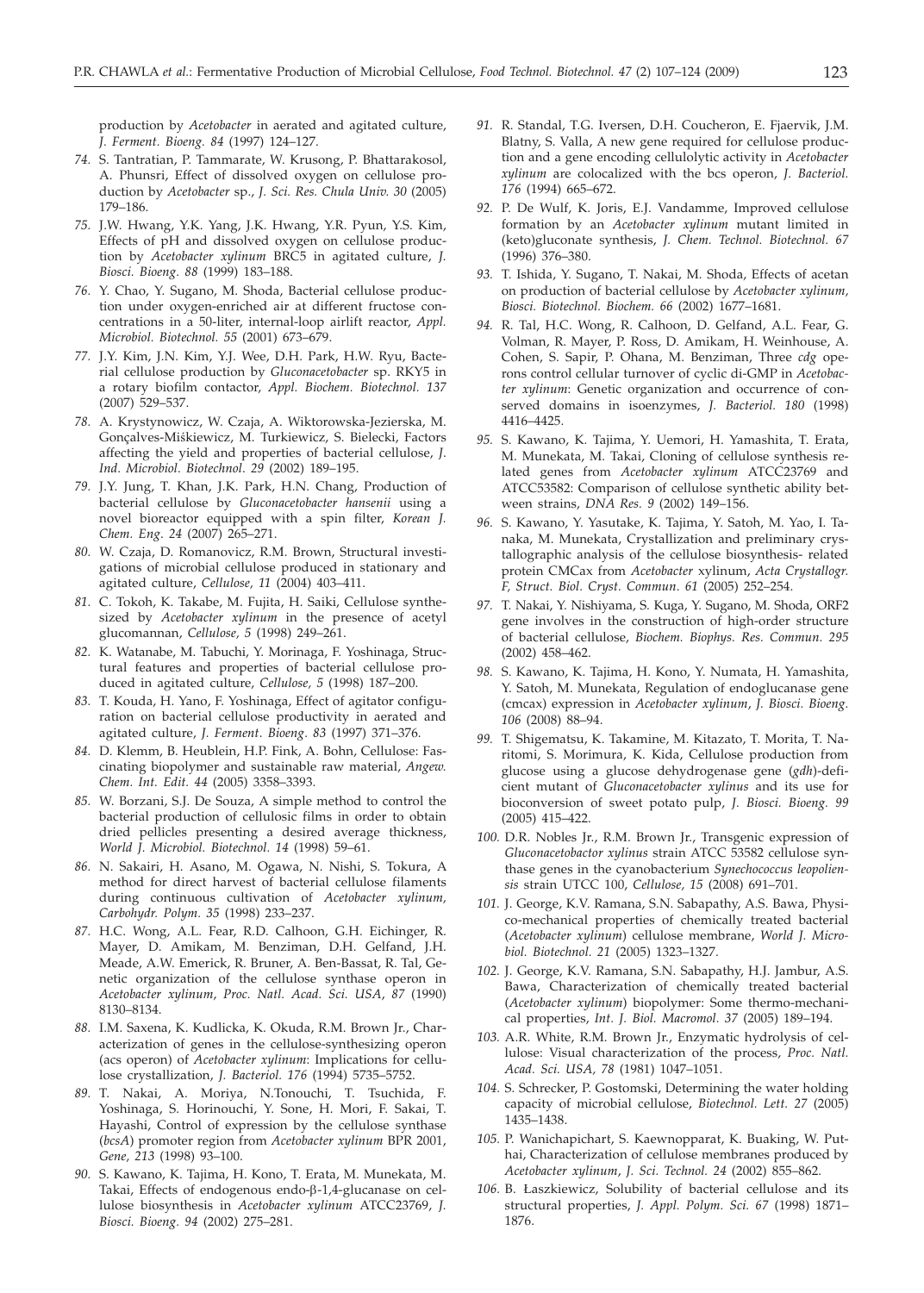production by *Acetobacter* in aerated and agitated culture, *J. Ferment. Bioeng. 84* (1997) 124–127.

*74.* S. Tantratian, P. Tammarate, W. Krusong, P. Bhattarakosol, A. Phunsri, Effect of dissolved oxygen on cellulose production by *Acetobacter* sp., *J. Sci. Res. Chula Univ. 30* (2005) 179–186.

*75.* J.W. Hwang, Y.K. Yang, J.K. Hwang, Y.R. Pyun, Y.S. Kim, Effects of pH and dissolved oxygen on cellulose production by *Acetobacter xylinum* BRC5 in agitated culture, *J. Biosci. Bioeng. 88* (1999) 183–188.

*76.* Y. Chao, Y. Sugano, M. Shoda, Bacterial cellulose production under oxygen-enriched air at different fructose concentrations in a 50-liter, internal-loop airlift reactor, *Appl. Microbiol. Biotechnol. 55* (2001) 673–679.

*77.* J.Y. Kim, J.N. Kim, Y.J. Wee, D.H. Park, H.W. Ryu, Bacterial cellulose production by *Gluconacetobacter* sp. RKY5 in a rotary biofilm contactor, *Appl. Biochem. Biotechnol. 137* (2007) 529–537.

*78.* A. Krystynowicz, W. Czaja, A. Wiktorowska-Jezierska, M. Gonçalves-Miśkiewicz, M. Turkiewicz, S. Bielecki, Factors affecting the yield and properties of bacterial cellulose, *J. Ind. Microbiol. Biotechnol. 29* (2002) 189–195.

*79.* J.Y. Jung, T. Khan, J.K. Park, H.N. Chang, Production of bacterial cellulose by *Gluconacetobacter hansenii* using a novel bioreactor equipped with a spin filter, *Korean J. Chem. Eng. 24* (2007) 265–271.

*80.* W. Czaja, D. Romanovicz, R.M. Brown, Structural investigations of microbial cellulose produced in stationary and agitated culture, *Cellulose, 11* (2004) 403–411.

*81.* C. Tokoh, K. Takabe, M. Fujita, H. Saiki, Cellulose synthesized by *Acetobacter xylinum* in the presence of acetyl glucomannan, *Cellulose, 5* (1998) 249–261.

*82.* K. Watanabe, M. Tabuchi, Y. Morinaga, F. Yoshinaga, Structural features and properties of bacterial cellulose produced in agitated culture, *Cellulose, 5* (1998) 187–200.

*83.* T. Kouda, H. Yano, F. Yoshinaga, Effect of agitator configuration on bacterial cellulose productivity in aerated and agitated culture, *J. Ferment. Bioeng. 83* (1997) 371–376.

*84.* D. Klemm, B. Heublein, H.P. Fink, A. Bohn, Cellulose: Fascinating biopolymer and sustainable raw material, *Angew. Chem. Int. Edit. 44* (2005) 3358–3393.

*85.* W. Borzani, S.J. De Souza, A simple method to control the bacterial production of cellulosic films in order to obtain dried pellicles presenting a desired average thickness, *World J. Microbiol. Biotechnol. 14* (1998) 59–61.

*86.* N. Sakairi, H. Asano, M. Ogawa, N. Nishi, S. Tokura, A method for direct harvest of bacterial cellulose filaments during continuous cultivation of *Acetobacter xylinum*, *Carbohydr. Polym. 35* (1998) 233–237.

*87.* H.C. Wong, A.L. Fear, R.D. Calhoon, G.H. Eichinger, R. Mayer, D. Amikam, M. Benziman, D.H. Gelfand, J.H. Meade, A.W. Emerick, R. Bruner, A. Ben-Bassat, R. Tal, Genetic organization of the cellulose synthase operon in *Acetobacter xylinum*, *Proc. Natl. Acad. Sci. USA, 87* (1990) 8130–8134.

*88.* I.M. Saxena, K. Kudlicka, K. Okuda, R.M. Brown Jr., Characterization of genes in the cellulose-synthesizing operon (acs operon) of *Acetobacter xylinum*: Implications for cellulose crystallization, *J. Bacteriol. 176* (1994) 5735–5752.

*89.* T. Nakai, A. Moriya, N.Tonouchi, T. Tsuchida, F. Yoshinaga, S. Horinouchi, Y. Sone, H. Mori, F. Sakai, T. Hayashi, Control of expression by the cellulose synthase (*bcsA*) promoter region from *Acetobacter xylinum* BPR 2001, *Gene, 213* (1998) 93–100.

*90.* S. Kawano, K. Tajima, H. Kono, T. Erata, M. Munekata, M. Takai, Effects of endogenous endo-β-1,4-glucanase on cellulose biosynthesis in *Acetobacter xylinum* ATCC23769, *J. Biosci. Bioeng. 94* (2002) 275–281.

*91.* R. Standal, T.G. Iversen, D.H. Coucheron, E. Fjaervik, J.M. Blatny, S. Valla, A new gene required for cellulose production and a gene encoding cellulolytic activity in *Acetobacter xylinum* are colocalized with the bcs operon, *J. Bacteriol. 176* (1994) 665–672.

*92.* P. De Wulf, K. Joris, E.J. Vandamme, Improved cellulose formation by an *Acetobacter xylinum* mutant limited in (keto)gluconate synthesis, *J. Chem. Technol. Biotechnol. 67* (1996) 376–380.

*93.* T. Ishida, Y. Sugano, T. Nakai, M. Shoda, Effects of acetan on production of bacterial cellulose by *Acetobacter xylinum*, *Biosci. Biotechnol. Biochem. 66* (2002) 1677–1681.

*94.* R. Tal, H.C. Wong, R. Calhoon, D. Gelfand, A.L. Fear, G. Volman, R. Mayer, P. Ross, D. Amikam, H. Weinhouse, A. Cohen, S. Sapir, P. Ohana, M. Benziman, Three *cdg* operons control cellular turnover of cyclic di-GMP in *Acetobacter xylinum*: Genetic organization and occurrence of conserved domains in isoenzymes, *J. Bacteriol. 180* (1998) 4416–4425.

*95.* S. Kawano, K. Tajima, Y. Uemori, H. Yamashita, T. Erata, M. Munekata, M. Takai, Cloning of cellulose synthesis related genes from *Acetobacter xylinum* ATCC23769 and ATCC53582: Comparison of cellulose synthetic ability between strains, *DNA Res. 9* (2002) 149–156.

*96.* S. Kawano, Y. Yasutake, K. Tajima, Y. Satoh, M. Yao, I. Tanaka, M. Munekata, Crystallization and preliminary crystallographic analysis of the cellulose biosynthesis- related protein CMCax from *Acetobacter* xylinum, *Acta Crystallogr. F, Struct. Biol. Cryst. Commun. 61* (2005) 252–254.

*97.* T. Nakai, Y. Nishiyama, S. Kuga, Y. Sugano, M. Shoda, ORF2 gene involves in the construction of high-order structure of bacterial cellulose, *Biochem. Biophys. Res. Commun. 295* (2002) 458–462.

*98.* S. Kawano, K. Tajima, H. Kono, Y. Numata, H. Yamashita, Y. Satoh, M. Munekata, Regulation of endoglucanase gene (cmcax) expression in *Acetobacter xylinum*, *J. Biosci. Bioeng. 106* (2008) 88–94.

*99.* T. Shigematsu, K. Takamine, M. Kitazato, T. Morita, T. Naritomi, S. Morimura, K. Kida, Cellulose production from glucose using a glucose dehydrogenase gene (*gdh*)-deficient mutant of *Gluconacetobacter xylinus* and its use for bioconversion of sweet potato pulp, *J. Biosci. Bioeng. 99* (2005) 415–422.

*100.* D.R. Nobles Jr., R.M. Brown Jr., Transgenic expression of *Gluconacetobactor xylinus* strain ATCC 53582 cellulose synthase genes in the cyanobacterium *Synechococcus leopoliensis* strain UTCC 100, *Cellulose, 15* (2008) 691–701.

*101.* J. George, K.V. Ramana, S.N. Sabapathy, A.S. Bawa, Physico-mechanical properties of chemically treated bacterial (*Acetobacter xylinum*) cellulose membrane, *World J. Microbiol. Biotechnol. 21* (2005) 1323–1327.

*102.* J. George, K.V. Ramana, S.N. Sabapathy, H.J. Jambur, A.S. Bawa, Characterization of chemically treated bacterial (*Acetobacter xylinum*) biopolymer: Some thermo-mechanical properties, *Int. J. Biol. Macromol. 37* (2005) 189–194.

*103.* A.R. White, R.M. Brown Jr., Enzymatic hydrolysis of cellulose: Visual characterization of the process, *Proc. Natl. Acad. Sci. USA, 78* (1981) 1047–1051.

*104.* S. Schrecker, P. Gostomski, Determining the water holding capacity of microbial cellulose, *Biotechnol. Lett. 27* (2005) 1435–1438.

*105.* P. Wanichapichart, S. Kaewnopparat, K. Buaking, W. Puthai, Characterization of cellulose membranes produced by *Acetobacter xylinum*, *J. Sci. Technol. 24* (2002) 855–862.

*106.* B. Łaszkiewicz, Solubility of bacterial cellulose and its structural properties, *J. Appl. Polym. Sci. 67* (1998) 1871–1876.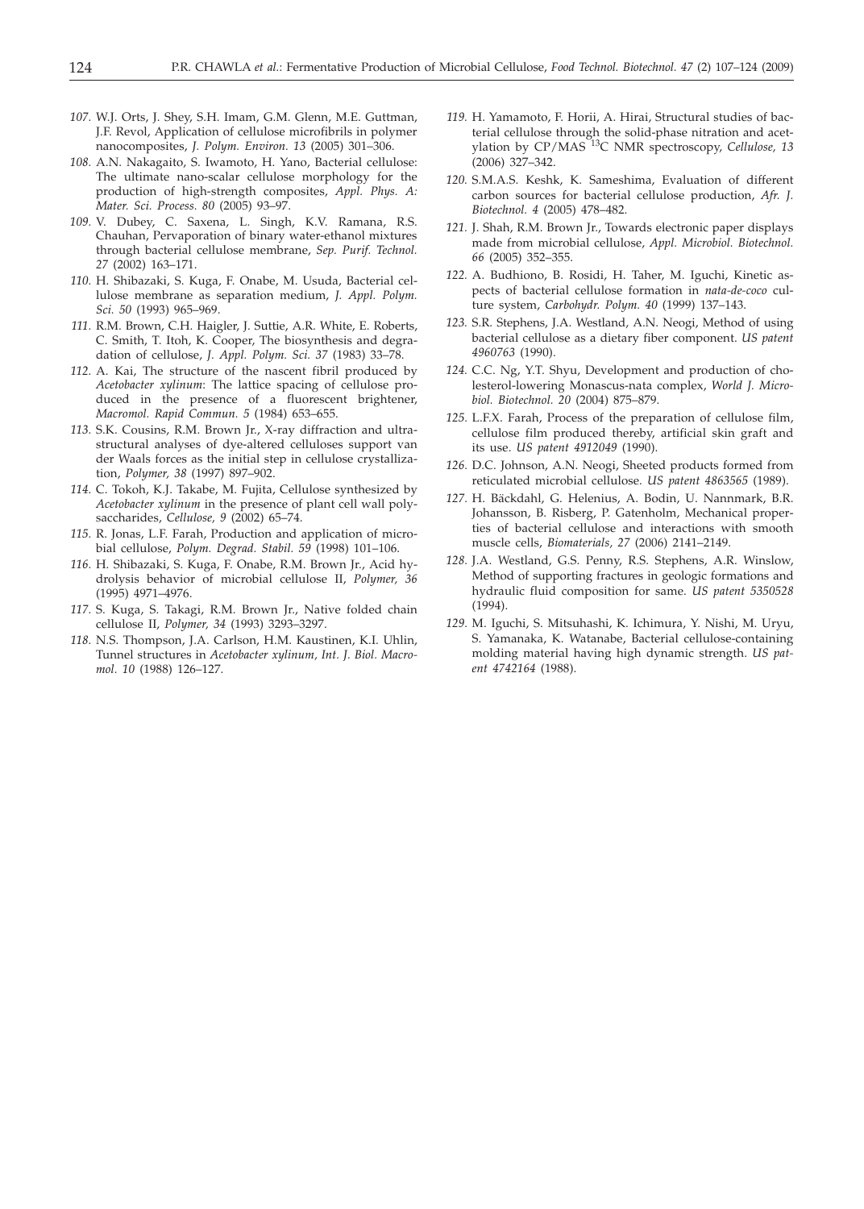*107.* W.J. Orts, J. Shey, S.H. Imam, G.M. Glenn, M.E. Guttman, J.F. Revol, Application of cellulose microfibrils in polymer nanocomposites, *J. Polym. Environ. 13* (2005) 301–306.

*108.* A.N. Nakagaito, S. Iwamoto, H. Yano, Bacterial cellulose: The ultimate nano-scalar cellulose morphology for the production of high-strength composites, *Appl. Phys. A: Mater. Sci. Process. 80* (2005) 93–97.

*109.* V. Dubey, C. Saxena, L. Singh, K.V. Ramana, R.S. Chauhan, Pervaporation of binary water-ethanol mixtures through bacterial cellulose membrane, *Sep. Purif. Technol. 27* (2002) 163–171.

*110.* H. Shibazaki, S. Kuga, F. Onabe, M. Usuda, Bacterial cellulose membrane as separation medium, *J. Appl. Polym. Sci. 50* (1993) 965–969.

*111.* R.M. Brown, C.H. Haigler, J. Suttie, A.R. White, E. Roberts, C. Smith, T. Itoh, K. Cooper, The biosynthesis and degradation of cellulose, *J. Appl. Polym. Sci. 37* (1983) 33–78.

*112.* A. Kai, The structure of the nascent fibril produced by *Acetobacter xylinum*: The lattice spacing of cellulose produced in the presence of a fluorescent brightener, *Macromol. Rapid Commun. 5* (1984) 653–655.

*113.* S.K. Cousins, R.M. Brown Jr., X-ray diffraction and ultrastructural analyses of dye-altered celluloses support van der Waals forces as the initial step in cellulose crystallization, *Polymer, 38* (1997) 897–902.

*114.* C. Tokoh, K.J. Takabe, M. Fujita, Cellulose synthesized by *Acetobacter xylinum* in the presence of plant cell wall polysaccharides, *Cellulose, 9* (2002) 65–74.

*115.* R. Jonas, L.F. Farah, Production and application of microbial cellulose, *Polym. Degrad. Stabil. 59* (1998) 101–106.

*116.* H. Shibazaki, S. Kuga, F. Onabe, R.M. Brown Jr., Acid hydrolysis behavior of microbial cellulose II, *Polymer, 36* (1995) 4971–4976.

*117.* S. Kuga, S. Takagi, R.M. Brown Jr., Native folded chain cellulose II, *Polymer, 34* (1993) 3293–3297.

*118.* N.S. Thompson, J.A. Carlson, H.M. Kaustinen, K.I. Uhlin, Tunnel structures in *Acetobacter xylinum*, *Int. J. Biol. Macromol. 10* (1988) 126–127.

*119.* H. Yamamoto, F. Horii, A. Hirai, Structural studies of bacterial cellulose through the solid-phase nitration and acetylation by CP/MAS $^{13}$C NMR spectroscopy, *Cellulose, 13* (2006) 327–342.

*120.* S.M.A.S. Keshk, K. Sameshima, Evaluation of different carbon sources for bacterial cellulose production, *Afr. J. Biotechnol. 4* (2005) 478–482.

*121.* J. Shah, R.M. Brown Jr., Towards electronic paper displays made from microbial cellulose, *Appl. Microbiol. Biotechnol. 66* (2005) 352–355.

*122.* A. Budhiono, B. Rosidi, H. Taher, M. Iguchi, Kinetic aspects of bacterial cellulose formation in *nata-de-coco* culture system, *Carbohydr. Polym. 40* (1999) 137–143.

*123.* S.R. Stephens, J.A. Westland, A.N. Neogi, Method of using bacterial cellulose as a dietary fiber component. *US patent 4960763* (1990).

*124.* C.C. Ng, Y.T. Shyu, Development and production of cholesterol-lowering Monascus-nata complex, *World J. Microbiol. Biotechnol. 20* (2004) 875–879.

*125.* L.F.X. Farah, Process of the preparation of cellulose film, cellulose film produced thereby, artificial skin graft and its use. *US patent 4912049* (1990).

*126.* D.C. Johnson, A.N. Neogi, Sheeted products formed from reticulated microbial cellulose. *US patent 4863565* (1989).

*127.* H. Bäckdahl, G. Helenius, A. Bodin, U. Nannmark, B.R. Johansson, B. Risberg, P. Gatenholm, Mechanical properties of bacterial cellulose and interactions with smooth muscle cells, *Biomaterials, 27* (2006) 2141–2149.

*128.* J.A. Westland, G.S. Penny, R.S. Stephens, A.R. Winslow, Method of supporting fractures in geologic formations and hydraulic fluid composition for same. *US patent 5350528* (1994).

*129.* M. Iguchi, S. Mitsuhashi, K. Ichimura, Y. Nishi, M. Uryu, S. Yamanaka, K. Watanabe, Bacterial cellulose-containing molding material having high dynamic strength. *US patent 4742164* (1988).